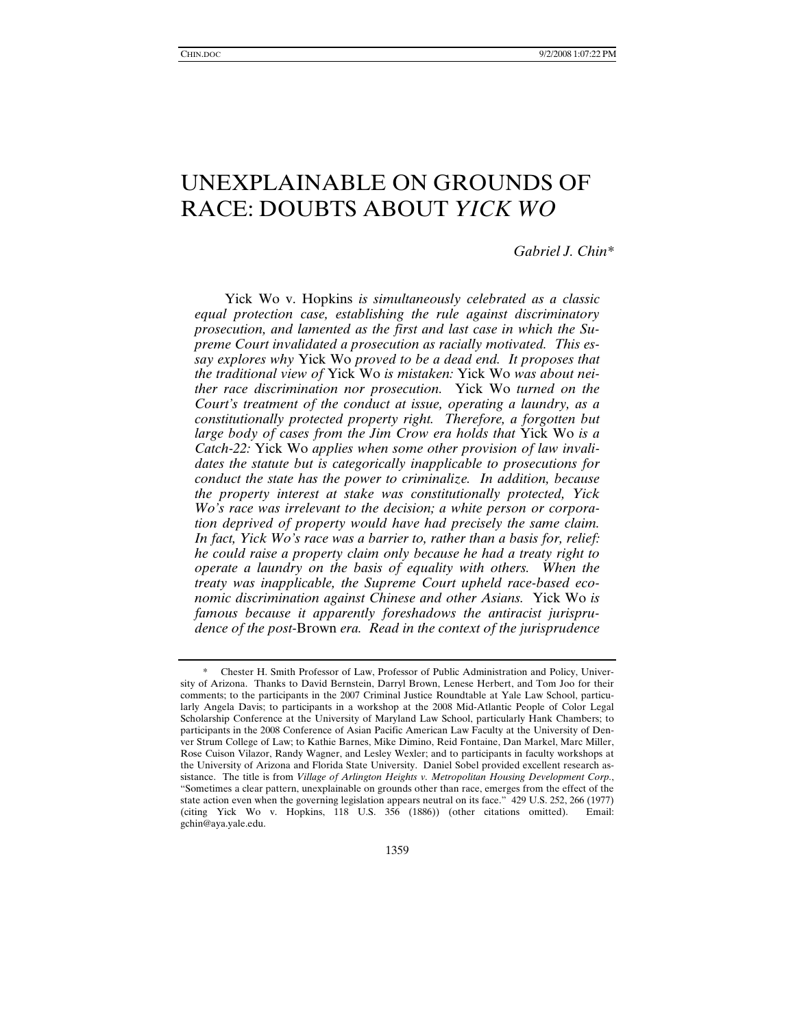# UNEXPLAINABLE ON GROUNDS OF RACE: DOUBTS ABOUT *YICK WO*

*Gabriel J. Chin\**

Yick Wo v. Hopkins *is simultaneously celebrated as a classic equal protection case, establishing the rule against discriminatory prosecution, and lamented as the first and last case in which the Supreme Court invalidated a prosecution as racially motivated. This essay explores why* Yick Wo *proved to be a dead end. It proposes that the traditional view of* Yick Wo *is mistaken:* Yick Wo *was about neither race discrimination nor prosecution.* Yick Wo *turned on the Court's treatment of the conduct at issue, operating a laundry, as a constitutionally protected property right. Therefore, a forgotten but large body of cases from the Jim Crow era holds that* Yick Wo *is a Catch-22:* Yick Wo *applies when some other provision of law invalidates the statute but is categorically inapplicable to prosecutions for conduct the state has the power to criminalize. In addition, because the property interest at stake was constitutionally protected, Yick Wo's race was irrelevant to the decision; a white person or corporation deprived of property would have had precisely the same claim. In fact, Yick Wo's race was a barrier to, rather than a basis for, relief: he could raise a property claim only because he had a treaty right to operate a laundry on the basis of equality with others. When the treaty was inapplicable, the Supreme Court upheld race-based economic discrimination against Chinese and other Asians.* Yick Wo *is famous because it apparently foreshadows the antiracist jurisprudence of the post-*Brown *era. Read in the context of the jurisprudence*

\* Chester H. Smith Professor of Law, Professor of Public Administration and Policy, University of Arizona. Thanks to David Bernstein, Darryl Brown, Lenese Herbert, and Tom Joo for their comments; to the participants in the 2007 Criminal Justice Roundtable at Yale Law School, particularly Angela Davis; to participants in a workshop at the 2008 Mid-Atlantic People of Color Legal Scholarship Conference at the University of Maryland Law School, particularly Hank Chambers; to participants in the 2008 Conference of Asian Pacific American Law Faculty at the University of Denver Strum College of Law; to Kathie Barnes, Mike Dimino, Reid Fontaine, Dan Markel, Marc Miller, Rose Cuison Vilazor, Randy Wagner, and Lesley Wexler; and to participants in faculty workshops at the University of Arizona and Florida State University. Daniel Sobel provided excellent research assistance. The title is from *Village of Arlington Heights v. Metropolitan Housing Development Corp.*, "Sometimes a clear pattern, unexplainable on grounds other than race, emerges from the effect of the state action even when the governing legislation appears neutral on its face." 429 U.S. 252, 266 (1977) (citing Yick Wo v. Hopkins, 118 U.S. 356 (1886)) (other citations omitted). Email: gchin@aya.yale.edu.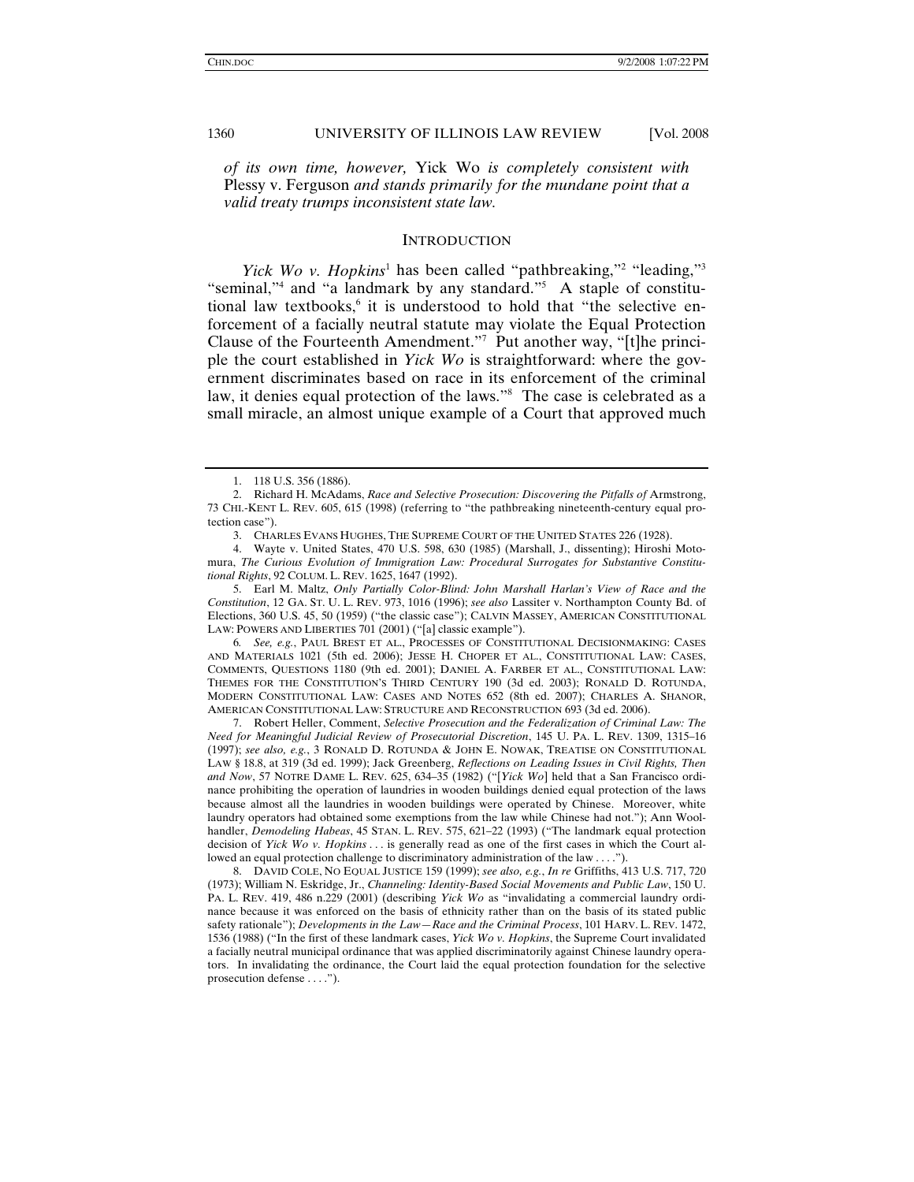*of its own time, however,* Yick Wo *is completely consistent with* Plessy v. Ferguson *and stands primarily for the mundane point that a valid treaty trumps inconsistent state law.*

## INTRODUCTION

*Yick Wo v. Hopkins*[1] has been called "pathbreaking,"[2] "leading,"[3] "seminal,"[4] and "a landmark by any standard."[5] A staple of constitutional law textbooks,[6] it is understood to hold that "the selective enforcement of a facially neutral statute may violate the Equal Protection Clause of the Fourteenth Amendment."[7] Put another way, "[t]he principle the court established in *Yick Wo* is straightforward: where the government discriminates based on race in its enforcement of the criminal law, it denies equal protection of the laws."[8] The case is celebrated as a small miracle, an almost unique example of a Court that approved much

---

1. 118 U.S. 356 (1886).

2. Richard H. McAdams, *Race and Selective Prosecution: Discovering the Pitfalls of* Armstrong, 73 CHI.-KENT L. REV. 605, 615 (1998) (referring to "the pathbreaking nineteenth-century equal protection case").

3. CHARLES EVANS HUGHES, THE SUPREME COURT OF THE UNITED STATES 226 (1928).

4. Wayte v. United States, 470 U.S. 598, 630 (1985) (Marshall, J., dissenting); Hiroshi Motomura, *The Curious Evolution of Immigration Law: Procedural Surrogates for Substantive Constitutional Rights*, 92 COLUM. L. REV. 1625, 1647 (1992).

5. Earl M. Maltz, *Only Partially Color-Blind: John Marshall Harlan's View of Race and the Constitution*, 12 GA. ST. U. L. REV. 973, 1016 (1996); *see also* Lassiter v. Northampton County Bd. of Elections, 360 U.S. 45, 50 (1959) ("the classic case"); CALVIN MASSEY, AMERICAN CONSTITUTIONAL LAW: POWERS AND LIBERTIES 701 (2001) ("[a] classic example").

6. *See, e.g.*, PAUL BREST ET AL., PROCESSES OF CONSTITUTIONAL DECISIONMAKING: CASES AND MATERIALS 1021 (5th ed. 2006); JESSE H. CHOPER ET AL., CONSTITUTIONAL LAW: CASES, COMMENTS, QUESTIONS 1180 (9th ed. 2001); DANIEL A. FARBER ET AL., CONSTITUTIONAL LAW: THEMES FOR THE CONSTITUTION'S THIRD CENTURY 190 (3d ed. 2003); RONALD D. ROTUNDA, MODERN CONSTITUTIONAL LAW: CASES AND NOTES 652 (8th ed. 2007); CHARLES A. SHANOR, AMERICAN CONSTITUTIONAL LAW: STRUCTURE AND RECONSTRUCTION 693 (3d ed. 2006).

7. Robert Heller, Comment, *Selective Prosecution and the Federalization of Criminal Law: The Need for Meaningful Judicial Review of Prosecutorial Discretion*, 145 U. PA. L. REV. 1309, 1315–16 (1997); *see also, e.g.*, 3 RONALD D. ROTUNDA & JOHN E. NOWAK, TREATISE ON CONSTITUTIONAL LAW § 18.8, at 319 (3d ed. 1999); Jack Greenberg, *Reflections on Leading Issues in Civil Rights, Then and Now*, 57 NOTRE DAME L. REV. 625, 634–35 (1982) ("[*Yick Wo*] held that a San Francisco ordinance prohibiting the operation of laundries in wooden buildings denied equal protection of the laws because almost all the laundries in wooden buildings were operated by Chinese. Moreover, white laundry operators had obtained some exemptions from the law while Chinese had not."); Ann Woolhandler, *Demodeling Habeas*, 45 STAN. L. REV. 575, 621–22 (1993) ("The landmark equal protection decision of *Yick Wo v. Hopkins* . . . is generally read as one of the first cases in which the Court allowed an equal protection challenge to discriminatory administration of the law . . . .").

8. DAVID COLE, NO EQUAL JUSTICE 159 (1999); *see also, e.g.*, *In re* Griffiths, 413 U.S. 717, 720 (1973); William N. Eskridge, Jr., *Channeling: Identity-Based Social Movements and Public Law*, 150 U. PA. L. REV. 419, 486 n.229 (2001) (describing *Yick Wo* as "invalidating a commercial laundry ordinance because it was enforced on the basis of ethnicity rather than on the basis of its stated public safety rationale"); *Developments in the Law—Race and the Criminal Process*, 101 HARV. L. REV. 1472, 1536 (1988) ("In the first of these landmark cases, *Yick Wo v. Hopkins*, the Supreme Court invalidated a facially neutral municipal ordinance that was applied discriminatorily against Chinese laundry operators. In invalidating the ordinance, the Court laid the equal protection foundation for the selective prosecution defense . . . .").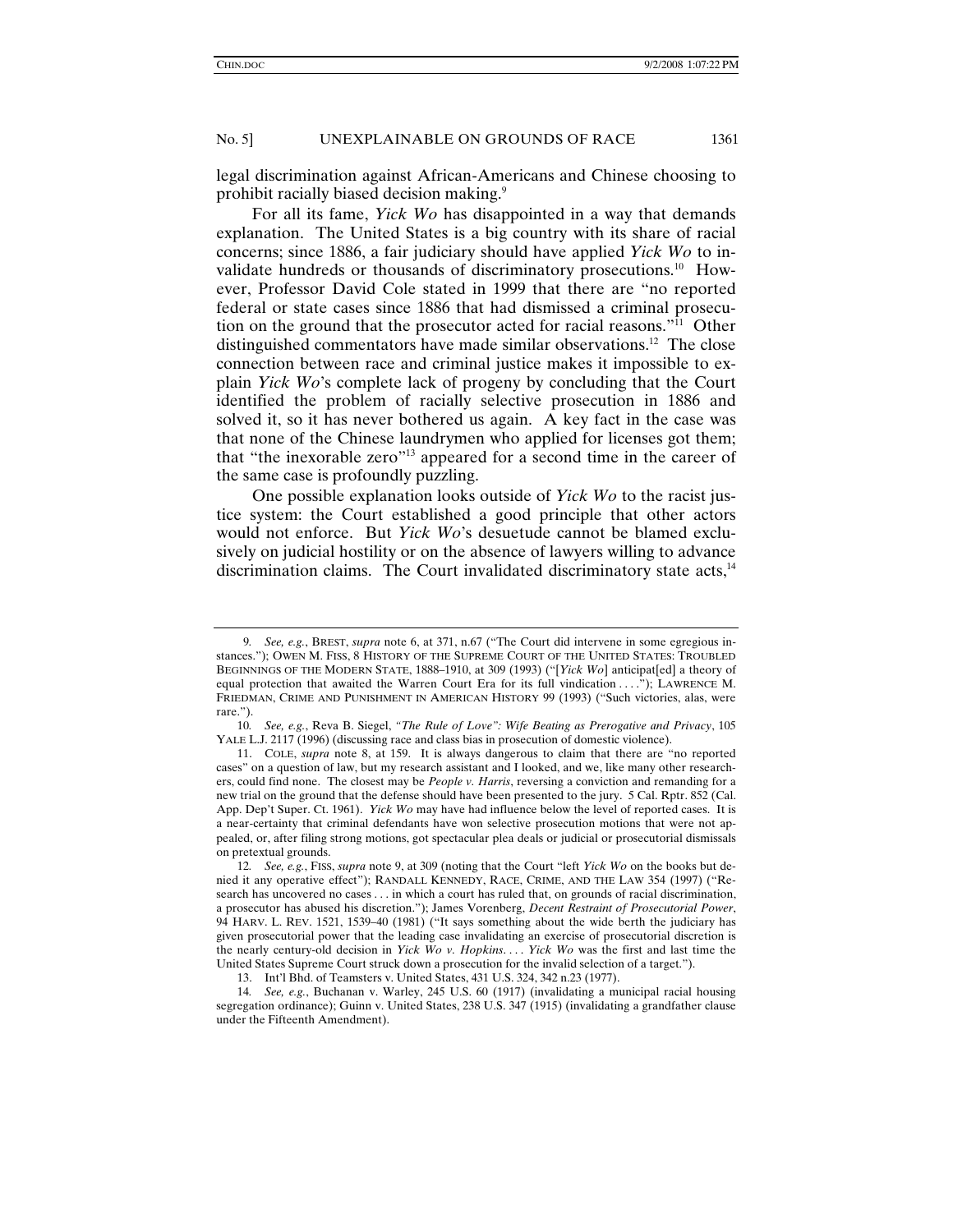legal discrimination against African-Americans and Chinese choosing to prohibit racially biased decision making.[9]

For all its fame, *Yick Wo* has disappointed in a way that demands explanation. The United States is a big country with its share of racial concerns; since 1886, a fair judiciary should have applied *Yick Wo* to invalidate hundreds or thousands of discriminatory prosecutions.[10] However, Professor David Cole stated in 1999 that there are "no reported federal or state cases since 1886 that had dismissed a criminal prosecution on the ground that the prosecutor acted for racial reasons."[11] Other distinguished commentators have made similar observations.[12] The close connection between race and criminal justice makes it impossible to explain *Yick Wo*'s complete lack of progeny by concluding that the Court identified the problem of racially selective prosecution in 1886 and solved it, so it has never bothered us again. A key fact in the case was that none of the Chinese laundrymen who applied for licenses got them; that "the inexorable zero"[13] appeared for a second time in the career of the same case is profoundly puzzling.

One possible explanation looks outside of *Yick Wo* to the racist justice system: the Court established a good principle that other actors would not enforce. But *Yick Wo*'s desuetude cannot be blamed exclusively on judicial hostility or on the absence of lawyers willing to advance discrimination claims. The Court invalidated discriminatory state acts,[14]

---

9. *See, e.g.*, BREST, *supra* note 6, at 371, n.67 ("The Court did intervene in some egregious instances."); OWEN M. FISS, 8 HISTORY OF THE SUPREME COURT OF THE UNITED STATES: TROUBLED BEGINNINGS OF THE MODERN STATE, 1888–1910, at 309 (1993) ("[*Yick Wo*] anticipat[ed] a theory of equal protection that awaited the Warren Court Era for its full vindication . . . ."); LAWRENCE M. FRIEDMAN, CRIME AND PUNISHMENT IN AMERICAN HISTORY 99 (1993) ("Such victories, alas, were rare.").

10. *See, e.g.*, Reva B. Siegel, *"The Rule of Love": Wife Beating as Prerogative and Privacy*, 105 YALE L.J. 2117 (1996) (discussing race and class bias in prosecution of domestic violence).

11. COLE, *supra* note 8, at 159. It is always dangerous to claim that there are "no reported cases" on a question of law, but my research assistant and I looked, and we, like many other researchers, could find none. The closest may be *People v. Harris*, reversing a conviction and remanding for a new trial on the ground that the defense should have been presented to the jury. 5 Cal. Rptr. 852 (Cal. App. Dep't Super. Ct. 1961). *Yick Wo* may have had influence below the level of reported cases. It is a near-certainty that criminal defendants have won selective prosecution motions that were not appealed, or, after filing strong motions, got spectacular plea deals or judicial or prosecutorial dismissals on pretextual grounds.

12. *See, e.g.*, FISS, *supra* note 9, at 309 (noting that the Court "left *Yick Wo* on the books but denied it any operative effect"); RANDALL KENNEDY, RACE, CRIME, AND THE LAW 354 (1997) ("Research has uncovered no cases . . . in which a court has ruled that, on grounds of racial discrimination, a prosecutor has abused his discretion."); James Vorenberg, *Decent Restraint of Prosecutorial Power*, 94 HARV. L. REV. 1521, 1539–40 (1981) ("It says something about the wide berth the judiciary has given prosecutorial power that the leading case invalidating an exercise of prosecutorial discretion is the nearly century-old decision in *Yick Wo v. Hopkins*. . . . *Yick Wo* was the first and last time the United States Supreme Court struck down a prosecution for the invalid selection of a target.").

13. Int'l Bhd. of Teamsters v. United States, 431 U.S. 324, 342 n.23 (1977).

14. *See, e.g.*, Buchanan v. Warley, 245 U.S. 60 (1917) (invalidating a municipal racial housing segregation ordinance); Guinn v. United States, 238 U.S. 347 (1915) (invalidating a grandfather clause under the Fifteenth Amendment).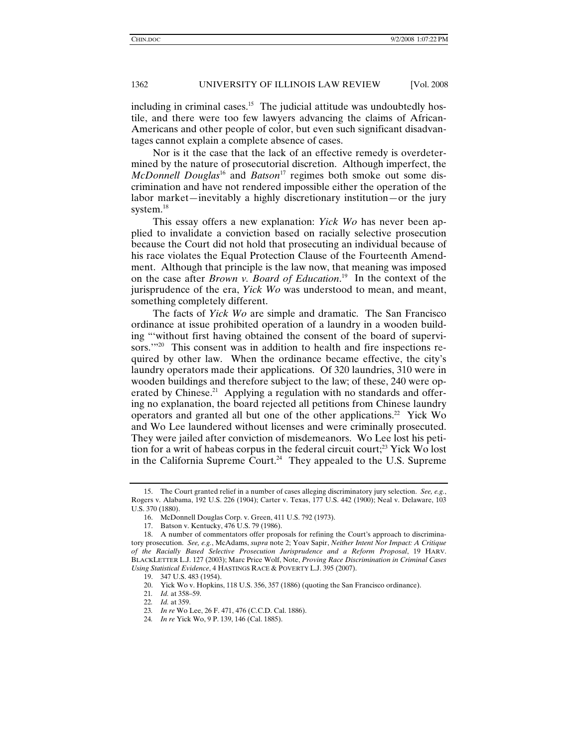including in criminal cases.[15] The judicial attitude was undoubtedly hostile, and there were too few lawyers advancing the claims of African-Americans and other people of color, but even such significant disadvantages cannot explain a complete absence of cases.

Nor is it the case that the lack of an effective remedy is overdetermined by the nature of prosecutorial discretion. Although imperfect, the *McDonnell Douglas*[16] and *Batson*[17] regimes both smoke out some discrimination and have not rendered impossible either the operation of the labor market—inevitably a highly discretionary institution—or the jury system.[18]

This essay offers a new explanation: *Yick Wo* has never been applied to invalidate a conviction based on racially selective prosecution because the Court did not hold that prosecuting an individual because of his race violates the Equal Protection Clause of the Fourteenth Amendment. Although that principle is the law now, that meaning was imposed on the case after *Brown v. Board of Education*.[19] In the context of the jurisprudence of the era, *Yick Wo* was understood to mean, and meant, something completely different.

The facts of *Yick Wo* are simple and dramatic. The San Francisco ordinance at issue prohibited operation of a laundry in a wooden building "'without first having obtained the consent of the board of supervisors.'"[20] This consent was in addition to health and fire inspections required by other law. When the ordinance became effective, the city's laundry operators made their applications. Of 320 laundries, 310 were in wooden buildings and therefore subject to the law; of these, 240 were operated by Chinese.[21] Applying a regulation with no standards and offering no explanation, the board rejected all petitions from Chinese laundry operators and granted all but one of the other applications.[22] Yick Wo and Wo Lee laundered without licenses and were criminally prosecuted. They were jailed after conviction of misdemeanors. Wo Lee lost his petition for a writ of habeas corpus in the federal circuit court;[23] Yick Wo lost in the California Supreme Court.[24] They appealed to the U.S. Supreme

---

15. The Court granted relief in a number of cases alleging discriminatory jury selection. *See, e.g.*, Rogers v. Alabama, 192 U.S. 226 (1904); Carter v. Texas, 177 U.S. 442 (1900); Neal v. Delaware, 103 U.S. 370 (1880).

16. McDonnell Douglas Corp. v. Green, 411 U.S. 792 (1973).

17. Batson v. Kentucky, 476 U.S. 79 (1986).

18. A number of commentators offer proposals for refining the Court's approach to discriminatory prosecution. *See, e.g.*, McAdams, *supra* note 2; Yoav Sapir, *Neither Intent Nor Impact: A Critique of the Racially Based Selective Prosecution Jurisprudence and a Reform Proposal*, 19 HARV. BLACKLETTER L.J. 127 (2003); Marc Price Wolf, Note, *Proving Race Discrimination in Criminal Cases Using Statistical Evidence*, 4 HASTINGS RACE & POVERTY L.J. 395 (2007).

19. 347 U.S. 483 (1954).

20. Yick Wo v. Hopkins, 118 U.S. 356, 357 (1886) (quoting the San Francisco ordinance).

21. *Id.* at 358–59.

22. *Id.* at 359.

23. *In re* Wo Lee, 26 F. 471, 476 (C.C.D. Cal. 1886).

24. *In re* Yick Wo, 9 P. 139, 146 (Cal. 1885).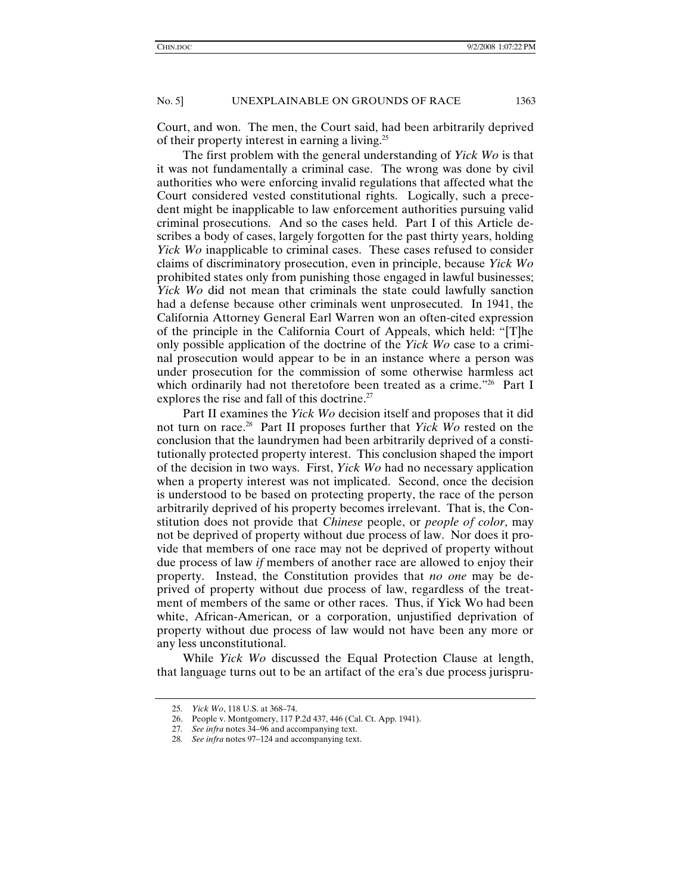Court, and won. The men, the Court said, had been arbitrarily deprived of their property interest in earning a living.[25]

The first problem with the general understanding of *Yick Wo* is that it was not fundamentally a criminal case. The wrong was done by civil authorities who were enforcing invalid regulations that affected what the Court considered vested constitutional rights. Logically, such a precedent might be inapplicable to law enforcement authorities pursuing valid criminal prosecutions. And so the cases held. Part I of this Article describes a body of cases, largely forgotten for the past thirty years, holding *Yick Wo* inapplicable to criminal cases. These cases refused to consider claims of discriminatory prosecution, even in principle, because *Yick Wo* prohibited states only from punishing those engaged in lawful businesses; *Yick Wo* did not mean that criminals the state could lawfully sanction had a defense because other criminals went unprosecuted. In 1941, the California Attorney General Earl Warren won an often-cited expression of the principle in the California Court of Appeals, which held: "[T]he only possible application of the doctrine of the *Yick Wo* case to a criminal prosecution would appear to be in an instance where a person was under prosecution for the commission of some otherwise harmless act which ordinarily had not theretofore been treated as a crime."[26] Part I explores the rise and fall of this doctrine.[27]

Part II examines the *Yick Wo* decision itself and proposes that it did not turn on race.[28] Part II proposes further that *Yick Wo* rested on the conclusion that the laundrymen had been arbitrarily deprived of a constitutionally protected property interest. This conclusion shaped the import of the decision in two ways. First, *Yick Wo* had no necessary application when a property interest was not implicated. Second, once the decision is understood to be based on protecting property, the race of the person arbitrarily deprived of his property becomes irrelevant. That is, the Constitution does not provide that *Chinese* people, or *people of color*, may not be deprived of property without due process of law. Nor does it provide that members of one race may not be deprived of property without due process of law *if* members of another race are allowed to enjoy their property. Instead, the Constitution provides that *no one* may be deprived of property without due process of law, regardless of the treatment of members of the same or other races. Thus, if Yick Wo had been white, African-American, or a corporation, unjustified deprivation of property without due process of law would not have been any more or any less unconstitutional.

While *Yick Wo* discussed the Equal Protection Clause at length, that language turns out to be an artifact of the era's due process jurispru-

---

25. *Yick Wo*, 118 U.S. at 368–74.

26. People v. Montgomery, 117 P.2d 437, 446 (Cal. Ct. App. 1941).

27. *See infra* notes 34–96 and accompanying text.

28. *See infra* notes 97–124 and accompanying text.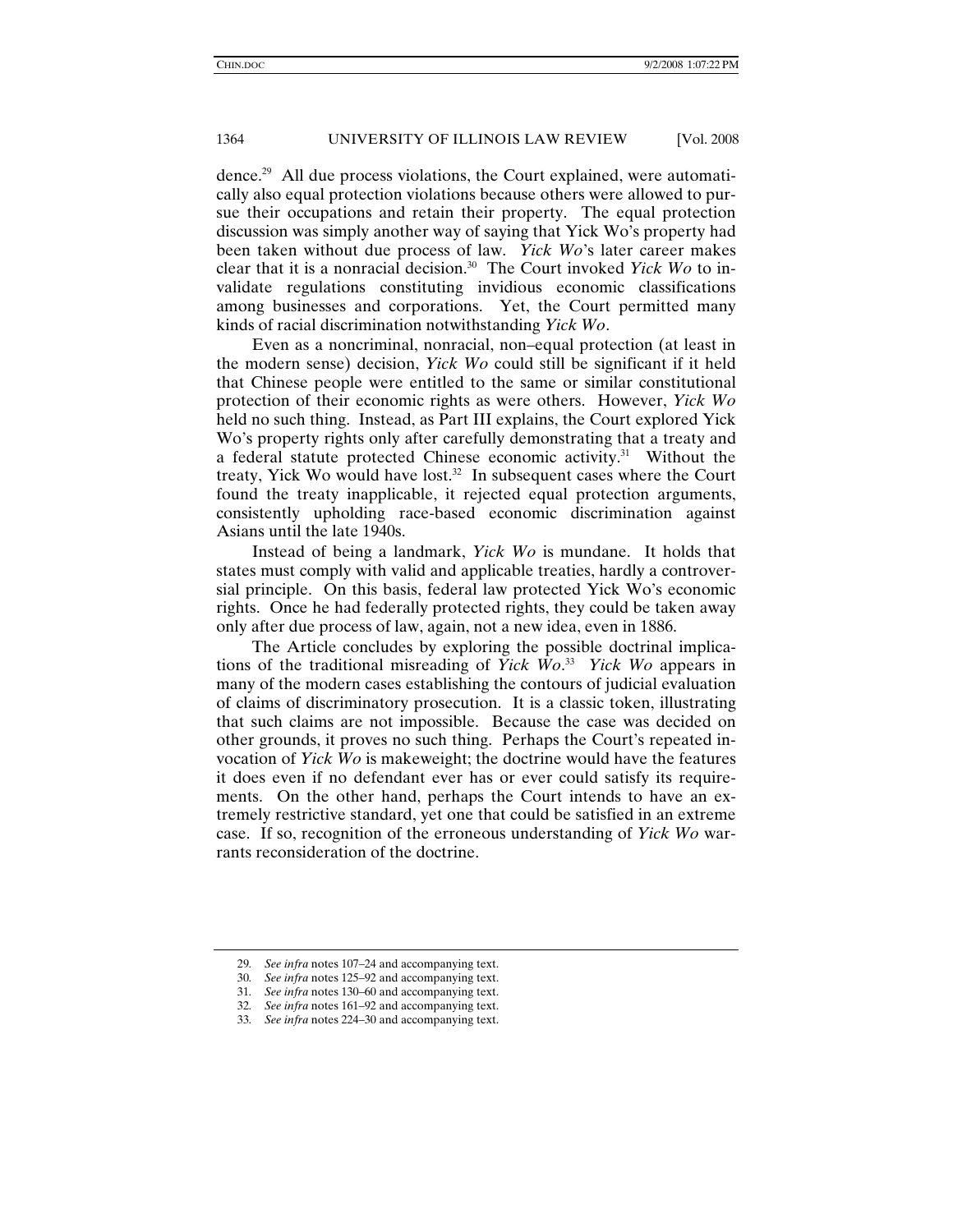dence.[29] All due process violations, the Court explained, were automatically also equal protection violations because others were allowed to pursue their occupations and retain their property. The equal protection discussion was simply another way of saying that Yick Wo's property had been taken without due process of law. *Yick Wo*'s later career makes clear that it is a nonracial decision.[30] The Court invoked *Yick Wo* to invalidate regulations constituting invidious economic classifications among businesses and corporations. Yet, the Court permitted many kinds of racial discrimination notwithstanding *Yick Wo*.

Even as a noncriminal, nonracial, non–equal protection (at least in the modern sense) decision, *Yick Wo* could still be significant if it held that Chinese people were entitled to the same or similar constitutional protection of their economic rights as were others. However, *Yick Wo* held no such thing. Instead, as Part III explains, the Court explored Yick Wo's property rights only after carefully demonstrating that a treaty and a federal statute protected Chinese economic activity.[31] Without the treaty, Yick Wo would have lost.[32] In subsequent cases where the Court found the treaty inapplicable, it rejected equal protection arguments, consistently upholding race-based economic discrimination against Asians until the late 1940s.

Instead of being a landmark, *Yick Wo* is mundane. It holds that states must comply with valid and applicable treaties, hardly a controversial principle. On this basis, federal law protected Yick Wo's economic rights. Once he had federally protected rights, they could be taken away only after due process of law, again, not a new idea, even in 1886.

The Article concludes by exploring the possible doctrinal implications of the traditional misreading of *Yick Wo*.[33] *Yick Wo* appears in many of the modern cases establishing the contours of judicial evaluation of claims of discriminatory prosecution. It is a classic token, illustrating that such claims are not impossible. Because the case was decided on other grounds, it proves no such thing. Perhaps the Court's repeated invocation of *Yick Wo* is makeweight; the doctrine would have the features it does even if no defendant ever has or ever could satisfy its requirements. On the other hand, perhaps the Court intends to have an extremely restrictive standard, yet one that could be satisfied in an extreme case. If so, recognition of the erroneous understanding of *Yick Wo* warrants reconsideration of the doctrine.

---

29. *See infra* notes 107–24 and accompanying text.

30. *See infra* notes 125–92 and accompanying text.

31. *See infra* notes 130–60 and accompanying text.

32. *See infra* notes 161–92 and accompanying text.

33. *See infra* notes 224–30 and accompanying text.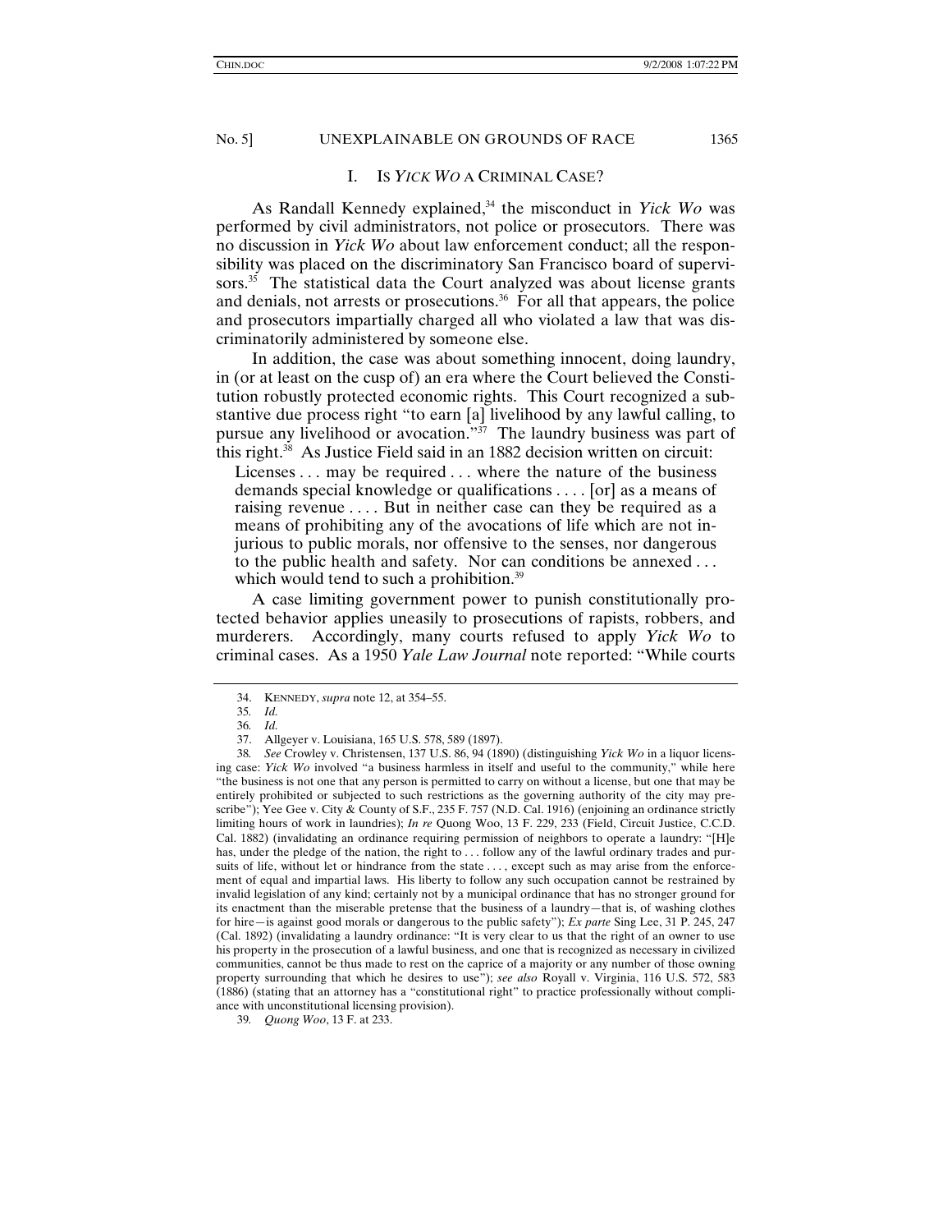## I. IS *YICK WO* A CRIMINAL CASE?

As Randall Kennedy explained,[34] the misconduct in *Yick Wo* was performed by civil administrators, not police or prosecutors. There was no discussion in *Yick Wo* about law enforcement conduct; all the responsibility was placed on the discriminatory San Francisco board of supervisors.[35] The statistical data the Court analyzed was about license grants and denials, not arrests or prosecutions.[36] For all that appears, the police and prosecutors impartially charged all who violated a law that was discriminatorily administered by someone else.

In addition, the case was about something innocent, doing laundry, in (or at least on the cusp of) an era where the Court believed the Constitution robustly protected economic rights. This Court recognized a substantive due process right "to earn [a] livelihood by any lawful calling, to pursue any livelihood or avocation."[37] The laundry business was part of this right.[38] As Justice Field said in an 1882 decision written on circuit:

> Licenses . . . may be required . . . where the nature of the business demands special knowledge or qualifications . . . . [or] as a means of raising revenue . . . . But in neither case can they be required as a means of prohibiting any of the avocations of life which are not injurious to public morals, nor offensive to the senses, nor dangerous to the public health and safety. Nor can conditions be annexed . . . which would tend to such a prohibition.[39]

A case limiting government power to punish constitutionally protected behavior applies uneasily to prosecutions of rapists, robbers, and murderers. Accordingly, many courts refused to apply *Yick Wo* to criminal cases. As a 1950 *Yale Law Journal* note reported: "While courts

---

34. KENNEDY, *supra* note 12, at 354–55.

35. *Id.*

36. *Id.*

37. Allgeyer v. Louisiana, 165 U.S. 578, 589 (1897).

38. *See* Crowley v. Christensen, 137 U.S. 86, 94 (1890) (distinguishing *Yick Wo* in a liquor licensing case: *Yick Wo* involved "a business harmless in itself and useful to the community," while here "the business is not one that any person is permitted to carry on without a license, but one that may be entirely prohibited or subjected to such restrictions as the governing authority of the city may prescribe"); Yee Gee v. City & County of S.F., 235 F. 757 (N.D. Cal. 1916) (enjoining an ordinance strictly limiting hours of work in laundries); *In re* Quong Woo, 13 F. 229, 233 (Field, Circuit Justice, C.C.D. Cal. 1882) (invalidating an ordinance requiring permission of neighbors to operate a laundry: "[H]e has, under the pledge of the nation, the right to . . . follow any of the lawful ordinary trades and pursuits of life, without let or hindrance from the state . . . , except such as may arise from the enforcement of equal and impartial laws. His liberty to follow any such occupation cannot be restrained by invalid legislation of any kind; certainly not by a municipal ordinance that has no stronger ground for its enactment than the miserable pretense that the business of a laundry—that is, of washing clothes for hire—is against good morals or dangerous to the public safety"); *Ex parte* Sing Lee, 31 P. 245, 247 (Cal. 1892) (invalidating a laundry ordinance: "It is very clear to us that the right of an owner to use his property in the prosecution of a lawful business, and one that is recognized as necessary in civilized communities, cannot be thus made to rest on the caprice of a majority or any number of those owning property surrounding that which he desires to use"); *see also* Royall v. Virginia, 116 U.S. 572, 583 (1886) (stating that an attorney has a "constitutional right" to practice professionally without compliance with unconstitutional licensing provision).

39. *Quong Woo*, 13 F. at 233.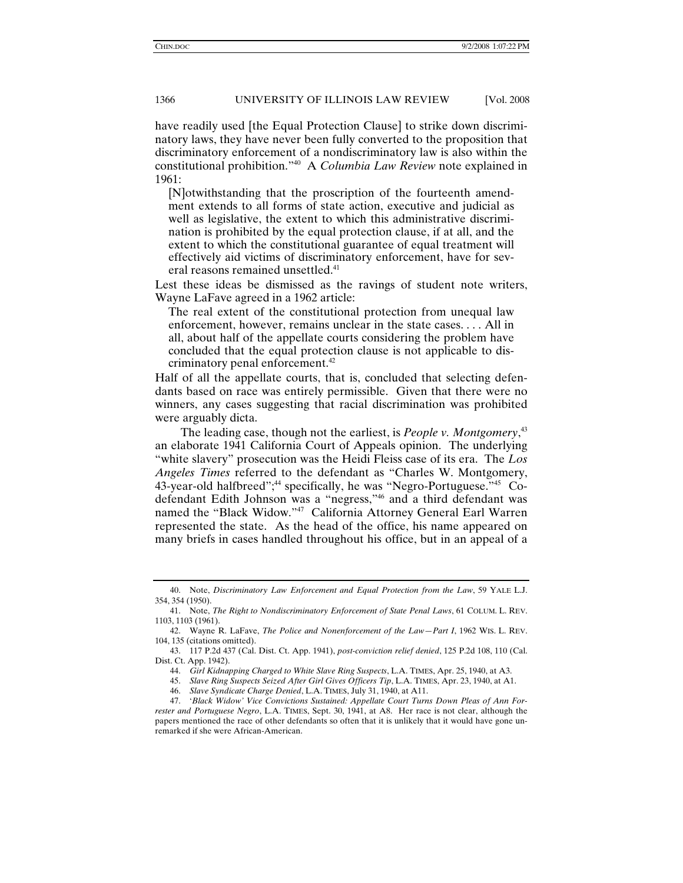have readily used [the Equal Protection Clause] to strike down discriminatory laws, they have never been fully converted to the proposition that discriminatory enforcement of a nondiscriminatory law is also within the constitutional prohibition."[40] A *Columbia Law Review* note explained in 1961:

> [N]otwithstanding that the proscription of the fourteenth amendment extends to all forms of state action, executive and judicial as well as legislative, the extent to which this administrative discrimination is prohibited by the equal protection clause, if at all, and the extent to which the constitutional guarantee of equal treatment will effectively aid victims of discriminatory enforcement, have for several reasons remained unsettled.[41]

Lest these ideas be dismissed as the ravings of student note writers, Wayne LaFave agreed in a 1962 article:

> The real extent of the constitutional protection from unequal law enforcement, however, remains unclear in the state cases. . . . All in all, about half of the appellate courts considering the problem have concluded that the equal protection clause is not applicable to discriminatory penal enforcement.[42]

Half of all the appellate courts, that is, concluded that selecting defendants based on race was entirely permissible. Given that there were no winners, any cases suggesting that racial discrimination was prohibited were arguably dicta.

The leading case, though not the earliest, is *People v. Montgomery*,[43] an elaborate 1941 California Court of Appeals opinion. The underlying "white slavery" prosecution was the Heidi Fleiss case of its era. The *Los Angeles Times* referred to the defendant as "Charles W. Montgomery, 43-year-old halfbreed";[44] specifically, he was "Negro-Portuguese."[45] Co-defendant Edith Johnson was a "negress,"[46] and a third defendant was named the "Black Widow."[47] California Attorney General Earl Warren represented the state. As the head of the office, his name appeared on many briefs in cases handled throughout his office, but in an appeal of a

---

40. Note, *Discriminatory Law Enforcement and Equal Protection from the Law*, 59 YALE L.J. 354, 354 (1950).

41. Note, *The Right to Nondiscriminatory Enforcement of State Penal Laws*, 61 COLUM. L. REV. 1103, 1103 (1961).

42. Wayne R. LaFave, *The Police and Nonenforcement of the Law—Part I*, 1962 WIS. L. REV. 104, 135 (citations omitted).

43. 117 P.2d 437 (Cal. Dist. Ct. App. 1941), *post-conviction relief denied*, 125 P.2d 108, 110 (Cal. Dist. Ct. App. 1942).

44. *Girl Kidnapping Charged to White Slave Ring Suspects*, L.A. TIMES, Apr. 25, 1940, at A3.

45. *Slave Ring Suspects Seized After Girl Gives Officers Tip*, L.A. TIMES, Apr. 23, 1940, at A1.

46. *Slave Syndicate Charge Denied*, L.A. TIMES, July 31, 1940, at A11.

47. '*Black Widow' Vice Convictions Sustained: Appellate Court Turns Down Pleas of Ann Forrester and Portuguese Negro*, L.A. TIMES, Sept. 30, 1941, at A8. Her race is not clear, although the papers mentioned the race of other defendants so often that it is unlikely that it would have gone unremarked if she were African-American.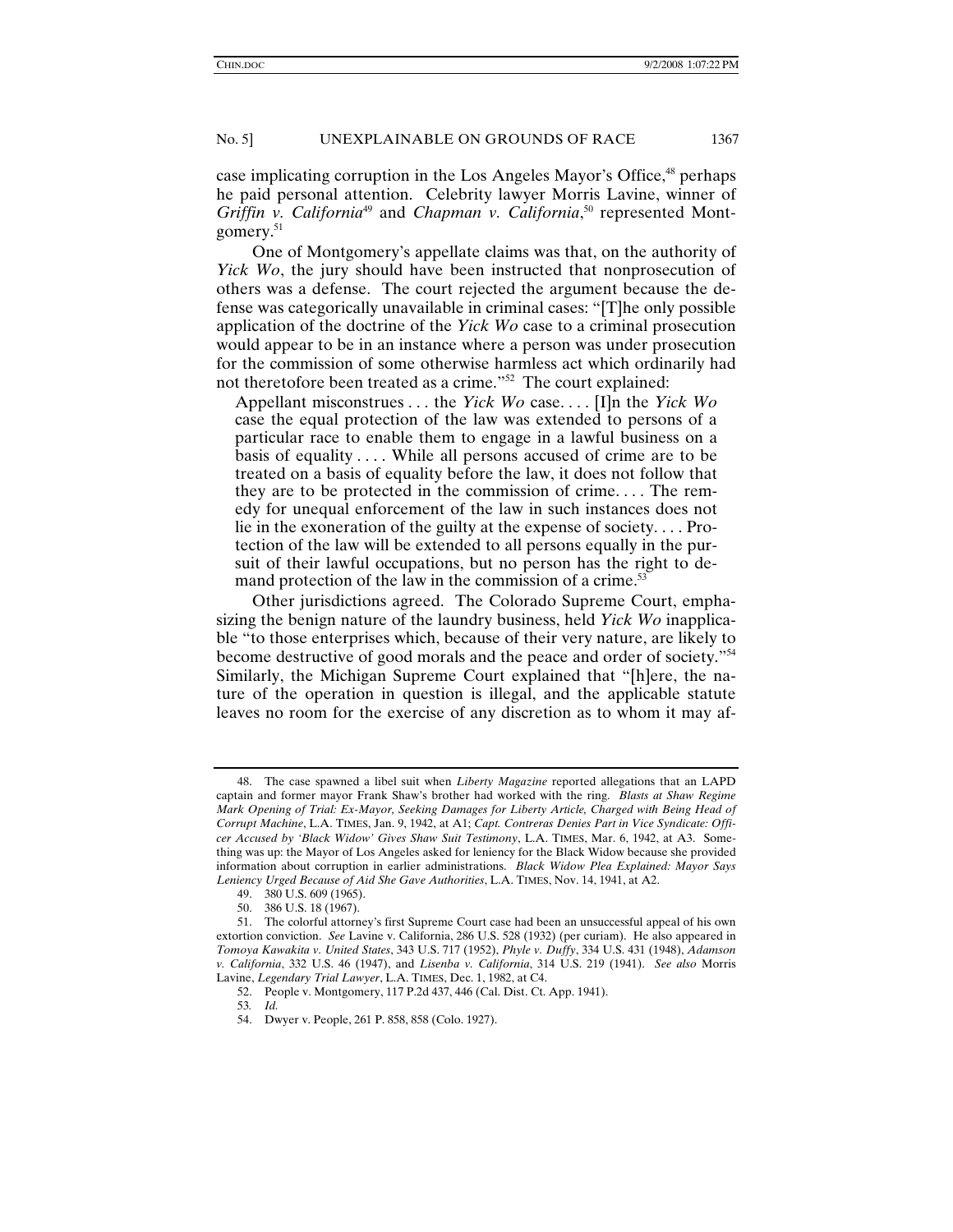case implicating corruption in the Los Angeles Mayor's Office,[48] perhaps he paid personal attention. Celebrity lawyer Morris Lavine, winner of *Griffin v. California*[49] and *Chapman v. California*,[50] represented Montgomery.[51]

One of Montgomery's appellate claims was that, on the authority of *Yick Wo*, the jury should have been instructed that nonprosecution of others was a defense. The court rejected the argument because the defense was categorically unavailable in criminal cases: "[T]he only possible application of the doctrine of the *Yick Wo* case to a criminal prosecution would appear to be in an instance where a person was under prosecution for the commission of some otherwise harmless act which ordinarily had not theretofore been treated as a crime."[52] The court explained:

> Appellant misconstrues . . . the *Yick Wo* case. . . . [I]n the *Yick Wo* case the equal protection of the law was extended to persons of a particular race to enable them to engage in a lawful business on a basis of equality . . . . While all persons accused of crime are to be treated on a basis of equality before the law, it does not follow that they are to be protected in the commission of crime. . . . The remedy for unequal enforcement of the law in such instances does not lie in the exoneration of the guilty at the expense of society. . . . Protection of the law will be extended to all persons equally in the pursuit of their lawful occupations, but no person has the right to demand protection of the law in the commission of a crime.[53]

Other jurisdictions agreed. The Colorado Supreme Court, emphasizing the benign nature of the laundry business, held *Yick Wo* inapplicable "to those enterprises which, because of their very nature, are likely to become destructive of good morals and the peace and order of society."[54] Similarly, the Michigan Supreme Court explained that "[h]ere, the nature of the operation in question is illegal, and the applicable statute leaves no room for the exercise of any discretion as to whom it may af-

---

48. The case spawned a libel suit when *Liberty Magazine* reported allegations that an LAPD captain and former mayor Frank Shaw's brother had worked with the ring. *Blasts at Shaw Regime Mark Opening of Trial: Ex-Mayor, Seeking Damages for Liberty Article, Charged with Being Head of Corrupt Machine*, L.A. TIMES, Jan. 9, 1942, at A1; *Capt. Contreras Denies Part in Vice Syndicate: Officer Accused by 'Black Widow' Gives Shaw Suit Testimony*, L.A. TIMES, Mar. 6, 1942, at A3. Something was up: the Mayor of Los Angeles asked for leniency for the Black Widow because she provided information about corruption in earlier administrations. *Black Widow Plea Explained: Mayor Says Leniency Urged Because of Aid She Gave Authorities*, L.A. TIMES, Nov. 14, 1941, at A2.

49. 380 U.S. 609 (1965).

50. 386 U.S. 18 (1967).

51. The colorful attorney's first Supreme Court case had been an unsuccessful appeal of his own extortion conviction. *See* Lavine v. California, 286 U.S. 528 (1932) (per curiam). He also appeared in *Tomoya Kawakita v. United States*, 343 U.S. 717 (1952), *Phyle v. Duffy*, 334 U.S. 431 (1948), *Adamson v. California*, 332 U.S. 46 (1947), and *Lisenba v. California*, 314 U.S. 219 (1941). *See also* Morris Lavine, *Legendary Trial Lawyer*, L.A. TIMES, Dec. 1, 1982, at C4.

52. People v. Montgomery, 117 P.2d 437, 446 (Cal. Dist. Ct. App. 1941).

53. *Id.*

54. Dwyer v. People, 261 P. 858, 858 (Colo. 1927).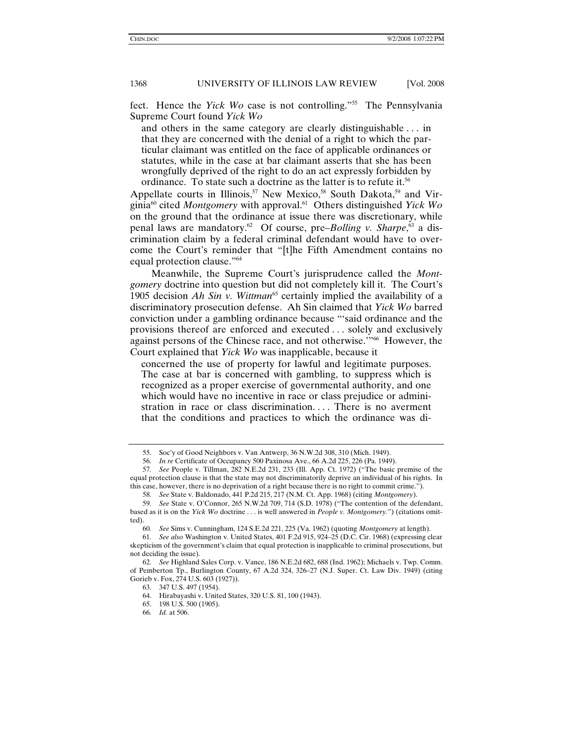fect. Hence the *Yick Wo* case is not controlling."[55] The Pennsylvania Supreme Court found *Yick Wo*

> and others in the same category are clearly distinguishable . . . in that they are concerned with the denial of a right to which the particular claimant was entitled on the face of applicable ordinances or statutes, while in the case at bar claimant asserts that she has been wrongfully deprived of the right to do an act expressly forbidden by ordinance. To state such a doctrine as the latter is to refute it.[56]

Appellate courts in Illinois,[57] New Mexico,[58] South Dakota,[59] and Virginia[60] cited *Montgomery* with approval.[61] Others distinguished *Yick Wo* on the ground that the ordinance at issue there was discretionary, while penal laws are mandatory.[62] Of course, pre–*Bolling v. Sharpe*,[63] a discrimination claim by a federal criminal defendant would have to overcome the Court's reminder that "[t]he Fifth Amendment contains no equal protection clause."[64]

Meanwhile, the Supreme Court's jurisprudence called the *Montgomery* doctrine into question but did not completely kill it. The Court's 1905 decision *Ah Sin v. Wittman*[65] certainly implied the availability of a discriminatory prosecution defense. Ah Sin claimed that *Yick Wo* barred conviction under a gambling ordinance because "'said ordinance and the provisions thereof are enforced and executed . . . solely and exclusively against persons of the Chinese race, and not otherwise.'"[66] However, the Court explained that *Yick Wo* was inapplicable, because it

> concerned the use of property for lawful and legitimate purposes. The case at bar is concerned with gambling, to suppress which is recognized as a proper exercise of governmental authority, and one which would have no incentive in race or class prejudice or administration in race or class discrimination. . . . There is no averment that the conditions and practices to which the ordinance was di-

---

55. Soc'y of Good Neighbors v. Van Antwerp, 36 N.W.2d 308, 310 (Mich. 1949).

56. *In re* Certificate of Occupancy 500 Paxinosa Ave., 66 A.2d 225, 226 (Pa. 1949).

57. *See* People v. Tillman, 282 N.E.2d 231, 233 (Ill. App. Ct. 1972) ("The basic premise of the equal protection clause is that the state may not discriminatorily deprive an individual of his rights. In this case, however, there is no deprivation of a right because there is no right to commit crime.").

58. *See* State v. Baldonado, 441 P.2d 215, 217 (N.M. Ct. App. 1968) (citing *Montgomery*).

59. *See* State v. O'Connor, 265 N.W.2d 709, 714 (S.D. 1978) ("The contention of the defendant, based as it is on the *Yick Wo* doctrine . . . is well answered in *People v. Montgomery.*") (citations omitted).

60. *See* Sims v. Cunningham, 124 S.E.2d 221, 225 (Va. 1962) (quoting *Montgomery* at length).

61. *See also* Washington v. United States, 401 F.2d 915, 924–25 (D.C. Cir. 1968) (expressing clear skepticism of the government's claim that equal protection is inapplicable to criminal prosecutions, but not deciding the issue).

62. *See* Highland Sales Corp. v. Vance, 186 N.E.2d 682, 688 (Ind. 1962); Michaels v. Twp. Comm. of Pemberton Tp., Burlington County, 67 A.2d 324, 326–27 (N.J. Super. Ct. Law Div. 1949) (citing Gorieb v. Fox, 274 U.S. 603 (1927)).

63. 347 U.S. 497 (1954).

64. Hirabayashi v. United States, 320 U.S. 81, 100 (1943).

65. 198 U.S. 500 (1905).

66. *Id.* at 506.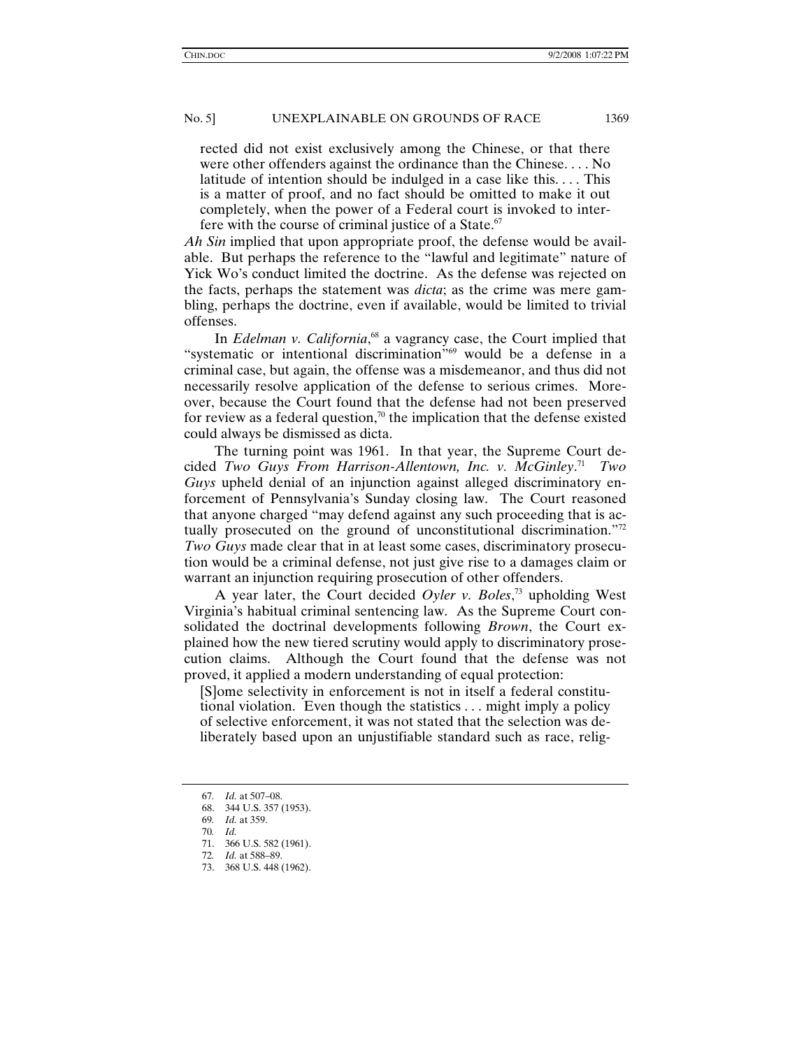rected did not exist exclusively among the Chinese, or that there were other offenders against the ordinance than the Chinese. . . . No latitude of intention should be indulged in a case like this. . . . This is a matter of proof, and no fact should be omitted to make it out completely, when the power of a Federal court is invoked to interfere with the course of criminal justice of a State.[67]

*Ah Sin* implied that upon appropriate proof, the defense would be available. But perhaps the reference to the "lawful and legitimate" nature of Yick Wo's conduct limited the doctrine. As the defense was rejected on the facts, perhaps the statement was *dicta*; as the crime was mere gambling, perhaps the doctrine, even if available, would be limited to trivial offenses.

In *Edelman v. California*,[68] a vagrancy case, the Court implied that "systematic or intentional discrimination"[69] would be a defense in a criminal case, but again, the offense was a misdemeanor, and thus did not necessarily resolve application of the defense to serious crimes. Moreover, because the Court found that the defense had not been preserved for review as a federal question,[70] the implication that the defense existed could always be dismissed as dicta.

The turning point was 1961. In that year, the Supreme Court decided *Two Guys From Harrison-Allentown, Inc. v. McGinley*.[71] *Two Guys* upheld denial of an injunction against alleged discriminatory enforcement of Pennsylvania's Sunday closing law. The Court reasoned that anyone charged "may defend against any such proceeding that is actually prosecuted on the ground of unconstitutional discrimination."[72] *Two Guys* made clear that in at least some cases, discriminatory prosecution would be a criminal defense, not just give rise to a damages claim or warrant an injunction requiring prosecution of other offenders.

A year later, the Court decided *Oyler v. Boles*,[73] upholding West Virginia's habitual criminal sentencing law. As the Supreme Court consolidated the doctrinal developments following *Brown*, the Court explained how the new tiered scrutiny would apply to discriminatory prosecution claims. Although the Court found that the defense was not proved, it applied a modern understanding of equal protection:

[S]ome selectivity in enforcement is not in itself a federal constitutional violation. Even though the statistics . . . might imply a policy of selective enforcement, it was not stated that the selection was deliberately based upon an unjustifiable standard such as race, relig-

---

67. *Id.* at 507–08.

68. 344 U.S. 357 (1953).

69. *Id.* at 359.

70. *Id.*

71. 366 U.S. 582 (1961).

72. *Id.* at 588–89.

73. 368 U.S. 448 (1962).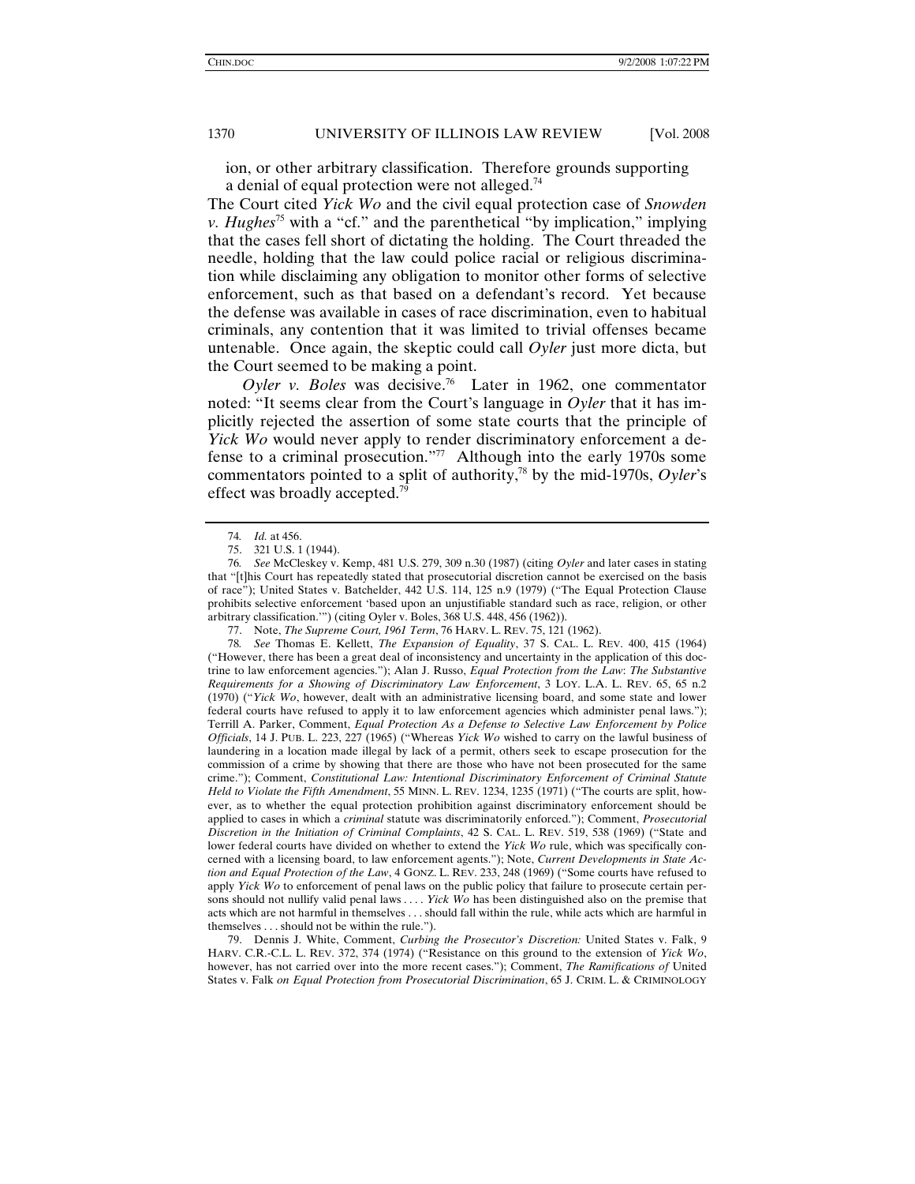ion, or other arbitrary classification. Therefore grounds supporting a denial of equal protection were not alleged.[74]

The Court cited *Yick Wo* and the civil equal protection case of *Snowden v. Hughes*[75] with a "cf." and the parenthetical "by implication," implying that the cases fell short of dictating the holding. The Court threaded the needle, holding that the law could police racial or religious discrimination while disclaiming any obligation to monitor other forms of selective enforcement, such as that based on a defendant's record. Yet because the defense was available in cases of race discrimination, even to habitual criminals, any contention that it was limited to trivial offenses became untenable. Once again, the skeptic could call *Oyler* just more dicta, but the Court seemed to be making a point.

*Oyler v. Boles* was decisive.[76] Later in 1962, one commentator noted: "It seems clear from the Court's language in *Oyler* that it has implicitly rejected the assertion of some state courts that the principle of *Yick Wo* would never apply to render discriminatory enforcement a defense to a criminal prosecution."[77] Although into the early 1970s some commentators pointed to a split of authority,[78] by the mid-1970s, *Oyler*'s effect was broadly accepted.[79]

---

74. *Id.* at 456.

75. 321 U.S. 1 (1944).

76. *See* McCleskey v. Kemp, 481 U.S. 279, 309 n.30 (1987) (citing *Oyler* and later cases in stating that "[t]his Court has repeatedly stated that prosecutorial discretion cannot be exercised on the basis of race"); United States v. Batchelder, 442 U.S. 114, 125 n.9 (1979) ("The Equal Protection Clause prohibits selective enforcement 'based upon an unjustifiable standard such as race, religion, or other arbitrary classification.'") (citing Oyler v. Boles, 368 U.S. 448, 456 (1962)).

77. Note, *The Supreme Court, 1961 Term*, 76 HARV. L. REV. 75, 121 (1962).

78. *See* Thomas E. Kellett, *The Expansion of Equality*, 37 S. CAL. L. REV. 400, 415 (1964) ("However, there has been a great deal of inconsistency and uncertainty in the application of this doctrine to law enforcement agencies."); Alan J. Russo, *Equal Protection from the Law*: *The Substantive Requirements for a Showing of Discriminatory Law Enforcement*, 3 LOY. L.A. L. REV. 65, 65 n.2 (1970) ("*Yick Wo*, however, dealt with an administrative licensing board, and some state and lower federal courts have refused to apply it to law enforcement agencies which administer penal laws."); Terrill A. Parker, Comment, *Equal Protection As a Defense to Selective Law Enforcement by Police Officials*, 14 J. PUB. L. 223, 227 (1965) ("Whereas *Yick Wo* wished to carry on the lawful business of laundering in a location made illegal by lack of a permit, others seek to escape prosecution for the commission of a crime by showing that there are those who have not been prosecuted for the same crime."); Comment, *Constitutional Law: Intentional Discriminatory Enforcement of Criminal Statute Held to Violate the Fifth Amendment*, 55 MINN. L. REV. 1234, 1235 (1971) ("The courts are split, however, as to whether the equal protection prohibition against discriminatory enforcement should be applied to cases in which a *criminal* statute was discriminatorily enforced."); Comment, *Prosecutorial Discretion in the Initiation of Criminal Complaints*, 42 S. CAL. L. REV. 519, 538 (1969) ("State and lower federal courts have divided on whether to extend the *Yick Wo* rule, which was specifically concerned with a licensing board, to law enforcement agents."); Note, *Current Developments in State Action and Equal Protection of the Law*, 4 GONZ. L. REV. 233, 248 (1969) ("Some courts have refused to apply *Yick Wo* to enforcement of penal laws on the public policy that failure to prosecute certain persons should not nullify valid penal laws . . . . *Yick Wo* has been distinguished also on the premise that acts which are not harmful in themselves . . . should fall within the rule, while acts which are harmful in themselves . . . should not be within the rule.").

79. Dennis J. White, Comment, *Curbing the Prosecutor's Discretion:* United States v. Falk, 9 HARV. C.R.-C.L. L. REV. 372, 374 (1974) ("Resistance on this ground to the extension of *Yick Wo*, however, has not carried over into the more recent cases."); Comment, *The Ramifications of* United States v. Falk *on Equal Protection from Prosecutorial Discrimination*, 65 J. CRIM. L. & CRIMINOLOGY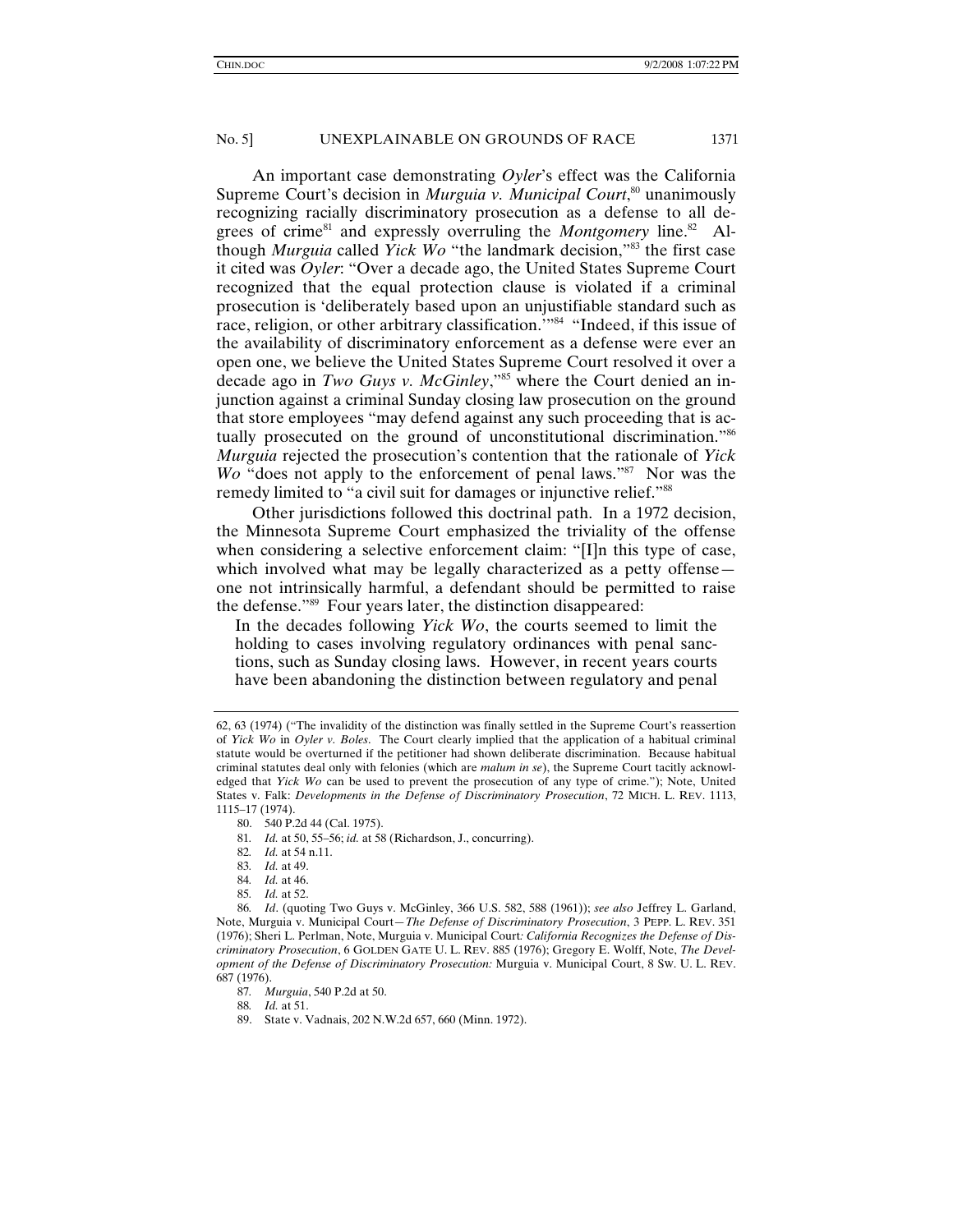An important case demonstrating *Oyler*'s effect was the California Supreme Court's decision in *Murguia v. Municipal Court*,[80] unanimously recognizing racially discriminatory prosecution as a defense to all degrees of crime[81] and expressly overruling the *Montgomery* line.[82] Although *Murguia* called *Yick Wo* "the landmark decision,"[83] the first case it cited was *Oyler*: "Over a decade ago, the United States Supreme Court recognized that the equal protection clause is violated if a criminal prosecution is 'deliberately based upon an unjustifiable standard such as race, religion, or other arbitrary classification.'"[84] "Indeed, if this issue of the availability of discriminatory enforcement as a defense were ever an open one, we believe the United States Supreme Court resolved it over a decade ago in *Two Guys v. McGinley*,"[85] where the Court denied an injunction against a criminal Sunday closing law prosecution on the ground that store employees "may defend against any such proceeding that is actually prosecuted on the ground of unconstitutional discrimination."[86] *Murguia* rejected the prosecution's contention that the rationale of *Yick Wo* "does not apply to the enforcement of penal laws."[87] Nor was the remedy limited to "a civil suit for damages or injunctive relief."[88]

Other jurisdictions followed this doctrinal path. In a 1972 decision, the Minnesota Supreme Court emphasized the triviality of the offense when considering a selective enforcement claim: "[I]n this type of case, which involved what may be legally characterized as a petty offense—one not intrinsically harmful, a defendant should be permitted to raise the defense."[89] Four years later, the distinction disappeared:

> In the decades following *Yick Wo*, the courts seemed to limit the holding to cases involving regulatory ordinances with penal sanctions, such as Sunday closing laws. However, in recent years courts have been abandoning the distinction between regulatory and penal

---

62, 63 (1974) ("The invalidity of the distinction was finally settled in the Supreme Court's reassertion of *Yick Wo* in *Oyler v. Boles*. The Court clearly implied that the application of a habitual criminal statute would be overturned if the petitioner had shown deliberate discrimination. Because habitual criminal statutes deal only with felonies (which are *malum in se*), the Supreme Court tacitly acknowledged that *Yick Wo* can be used to prevent the prosecution of any type of crime."); Note, United States v. Falk: *Developments in the Defense of Discriminatory Prosecution*, 72 MICH. L. REV. 1113, 1115–17 (1974).

80. 540 P.2d 44 (Cal. 1975).

81. *Id.* at 50, 55–56; *id.* at 58 (Richardson, J., concurring).

82. *Id.* at 54 n.11.

83. *Id.* at 49.

84. *Id.* at 46.

85. *Id.* at 52.

86. *Id*. (quoting Two Guys v. McGinley, 366 U.S. 582, 588 (1961)); *see also* Jeffrey L. Garland, Note, Murguia v. Municipal Court—*The Defense of Discriminatory Prosecution*, 3 PEPP. L. REV. 351 (1976); Sheri L. Perlman, Note, Murguia v. Municipal Court*: California Recognizes the Defense of Discriminatory Prosecution*, 6 GOLDEN GATE U. L. REV. 885 (1976); Gregory E. Wolff, Note, *The Development of the Defense of Discriminatory Prosecution:* Murguia v. Municipal Court, 8 SW. U. L. REV. 687 (1976).

87. *Murguia*, 540 P.2d at 50.

88. *Id.* at 51.

89. State v. Vadnais, 202 N.W.2d 657, 660 (Minn. 1972).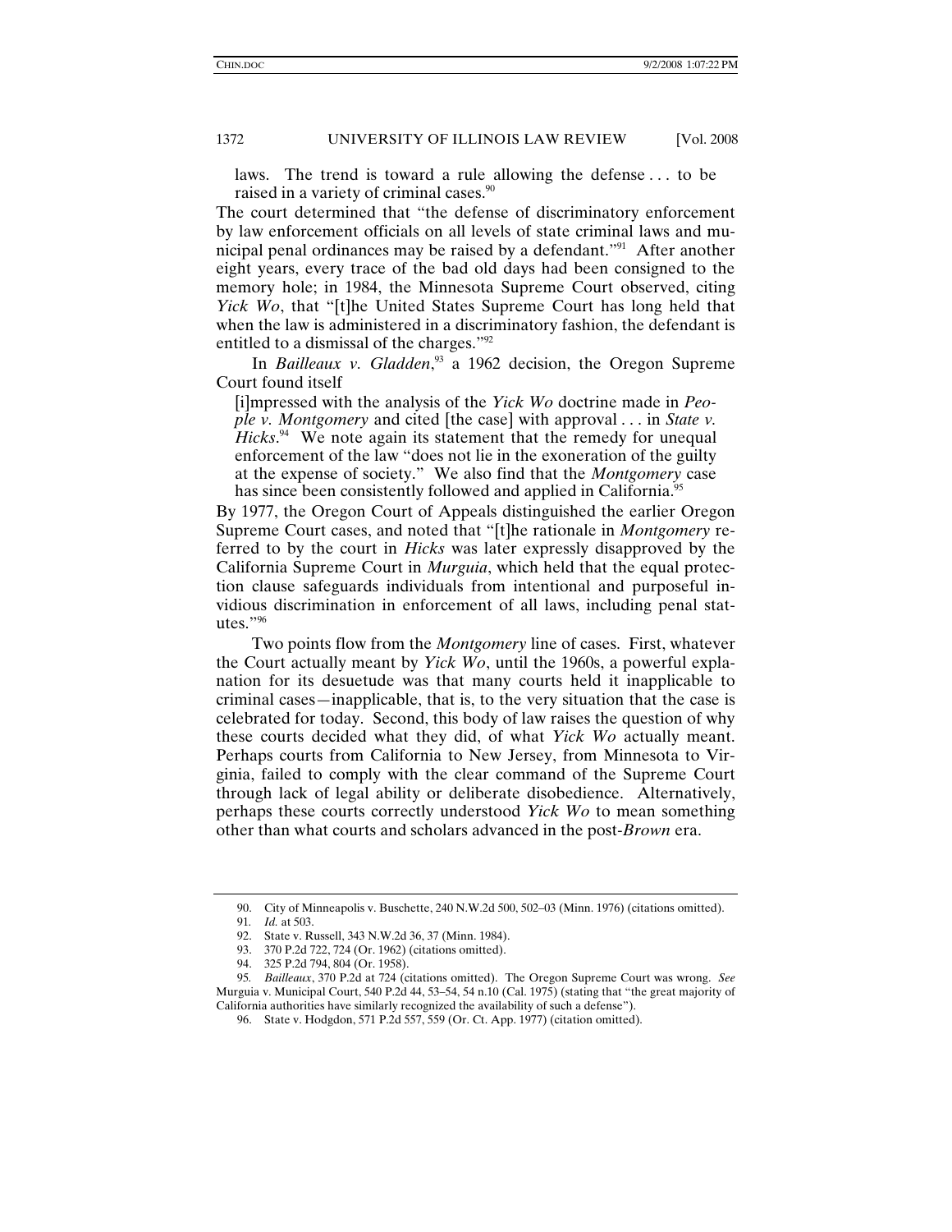laws. The trend is toward a rule allowing the defense . . . to be raised in a variety of criminal cases.[90]

The court determined that "the defense of discriminatory enforcement by law enforcement officials on all levels of state criminal laws and municipal penal ordinances may be raised by a defendant."[91] After another eight years, every trace of the bad old days had been consigned to the memory hole; in 1984, the Minnesota Supreme Court observed, citing *Yick Wo*, that "[t]he United States Supreme Court has long held that when the law is administered in a discriminatory fashion, the defendant is entitled to a dismissal of the charges."[92]

In *Bailleaux v. Gladden*,[93] a 1962 decision, the Oregon Supreme Court found itself

> [i]mpressed with the analysis of the *Yick Wo* doctrine made in *People v. Montgomery* and cited [the case] with approval . . . in *State v. Hicks*.[94] We note again its statement that the remedy for unequal enforcement of the law "does not lie in the exoneration of the guilty at the expense of society." We also find that the *Montgomery* case has since been consistently followed and applied in California.[95]

By 1977, the Oregon Court of Appeals distinguished the earlier Oregon Supreme Court cases, and noted that "[t]he rationale in *Montgomery* referred to by the court in *Hicks* was later expressly disapproved by the California Supreme Court in *Murguia*, which held that the equal protection clause safeguards individuals from intentional and purposeful invidious discrimination in enforcement of all laws, including penal statutes."[96]

Two points flow from the *Montgomery* line of cases. First, whatever the Court actually meant by *Yick Wo*, until the 1960s, a powerful explanation for its desuetude was that many courts held it inapplicable to criminal cases—inapplicable, that is, to the very situation that the case is celebrated for today. Second, this body of law raises the question of why these courts decided what they did, of what *Yick Wo* actually meant. Perhaps courts from California to New Jersey, from Minnesota to Virginia, failed to comply with the clear command of the Supreme Court through lack of legal ability or deliberate disobedience. Alternatively, perhaps these courts correctly understood *Yick Wo* to mean something other than what courts and scholars advanced in the post-*Brown* era.

---

90. City of Minneapolis v. Buschette, 240 N.W.2d 500, 502–03 (Minn. 1976) (citations omitted).

91. *Id.* at 503.

92. State v. Russell, 343 N.W.2d 36, 37 (Minn. 1984).

93. 370 P.2d 722, 724 (Or. 1962) (citations omitted).

94. 325 P.2d 794, 804 (Or. 1958).

95. *Bailleaux*, 370 P.2d at 724 (citations omitted). The Oregon Supreme Court was wrong. *See* Murguia v. Municipal Court, 540 P.2d 44, 53–54, 54 n.10 (Cal. 1975) (stating that "the great majority of California authorities have similarly recognized the availability of such a defense").

96. State v. Hodgdon, 571 P.2d 557, 559 (Or. Ct. App. 1977) (citation omitted).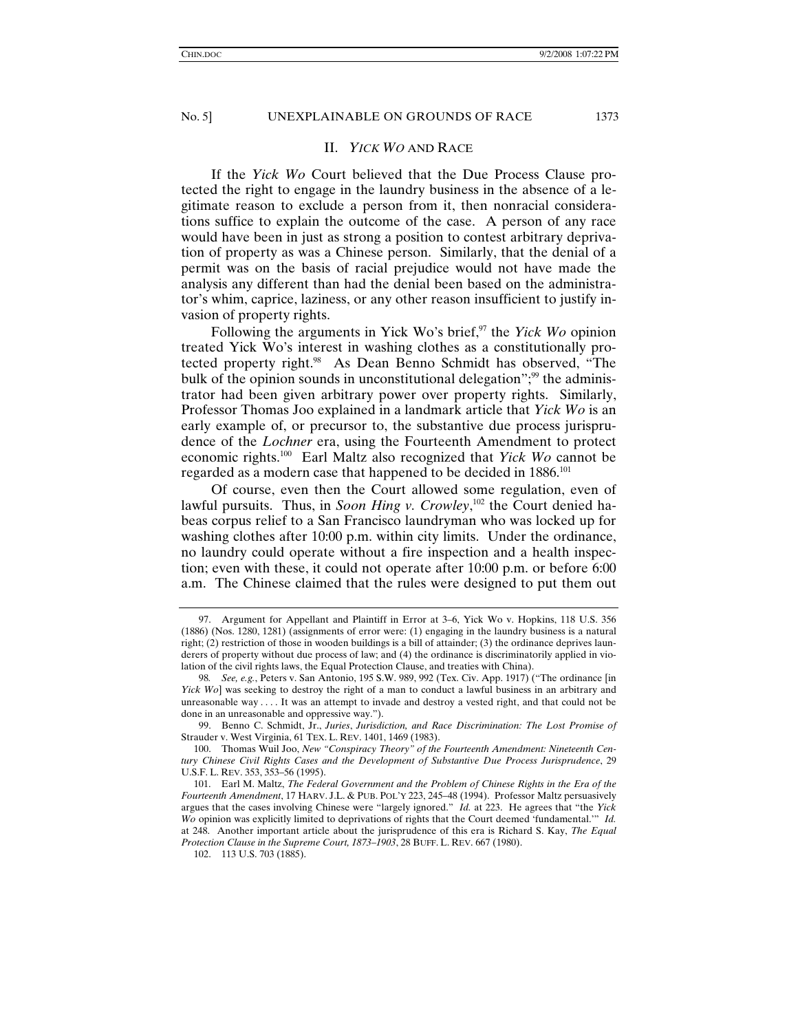## II. *YICK WO* AND RACE

If the *Yick Wo* Court believed that the Due Process Clause protected the right to engage in the laundry business in the absence of a legitimate reason to exclude a person from it, then nonracial considerations suffice to explain the outcome of the case. A person of any race would have been in just as strong a position to contest arbitrary deprivation of property as was a Chinese person. Similarly, that the denial of a permit was on the basis of racial prejudice would not have made the analysis any different than had the denial been based on the administrator's whim, caprice, laziness, or any other reason insufficient to justify invasion of property rights.

Following the arguments in Yick Wo's brief,[97] the *Yick Wo* opinion treated Yick Wo's interest in washing clothes as a constitutionally protected property right.[98] As Dean Benno Schmidt has observed, "The bulk of the opinion sounds in unconstitutional delegation";[99] the administrator had been given arbitrary power over property rights. Similarly, Professor Thomas Joo explained in a landmark article that *Yick Wo* is an early example of, or precursor to, the substantive due process jurisprudence of the *Lochner* era, using the Fourteenth Amendment to protect economic rights.[100] Earl Maltz also recognized that *Yick Wo* cannot be regarded as a modern case that happened to be decided in 1886.[101]

Of course, even then the Court allowed some regulation, even of lawful pursuits. Thus, in *Soon Hing v. Crowley*,[102] the Court denied habeas corpus relief to a San Francisco laundryman who was locked up for washing clothes after 10:00 p.m. within city limits. Under the ordinance, no laundry could operate without a fire inspection and a health inspection; even with these, it could not operate after 10:00 p.m. or before 6:00 a.m. The Chinese claimed that the rules were designed to put them out

---

97. Argument for Appellant and Plaintiff in Error at 3–6, Yick Wo v. Hopkins, 118 U.S. 356 (1886) (Nos. 1280, 1281) (assignments of error were: (1) engaging in the laundry business is a natural right; (2) restriction of those in wooden buildings is a bill of attainder; (3) the ordinance deprives launderers of property without due process of law; and (4) the ordinance is discriminatorily applied in violation of the civil rights laws, the Equal Protection Clause, and treaties with China).

98. *See, e.g.*, Peters v. San Antonio, 195 S.W. 989, 992 (Tex. Civ. App. 1917) ("The ordinance [in *Yick Wo*] was seeking to destroy the right of a man to conduct a lawful business in an arbitrary and unreasonable way . . . . It was an attempt to invade and destroy a vested right, and that could not be done in an unreasonable and oppressive way.").

99. Benno C. Schmidt, Jr., *Juries, Jurisdiction, and Race Discrimination: The Lost Promise of* Strauder v. West Virginia, 61 TEX. L. REV. 1401, 1469 (1983).

100. Thomas Wuil Joo, *New "Conspiracy Theory" of the Fourteenth Amendment: Nineteenth Century Chinese Civil Rights Cases and the Development of Substantive Due Process Jurisprudence*, 29 U.S.F. L. REV. 353, 353–56 (1995).

101. Earl M. Maltz, *The Federal Government and the Problem of Chinese Rights in the Era of the Fourteenth Amendment*, 17 HARV. J.L. & PUB. POL'Y 223, 245–48 (1994). Professor Maltz persuasively argues that the cases involving Chinese were "largely ignored." *Id.* at 223. He agrees that "the *Yick Wo* opinion was explicitly limited to deprivations of rights that the Court deemed 'fundamental.'" *Id.* at 248. Another important article about the jurisprudence of this era is Richard S. Kay, *The Equal Protection Clause in the Supreme Court, 1873–1903*, 28 BUFF. L. REV. 667 (1980).

102. 113 U.S. 703 (1885).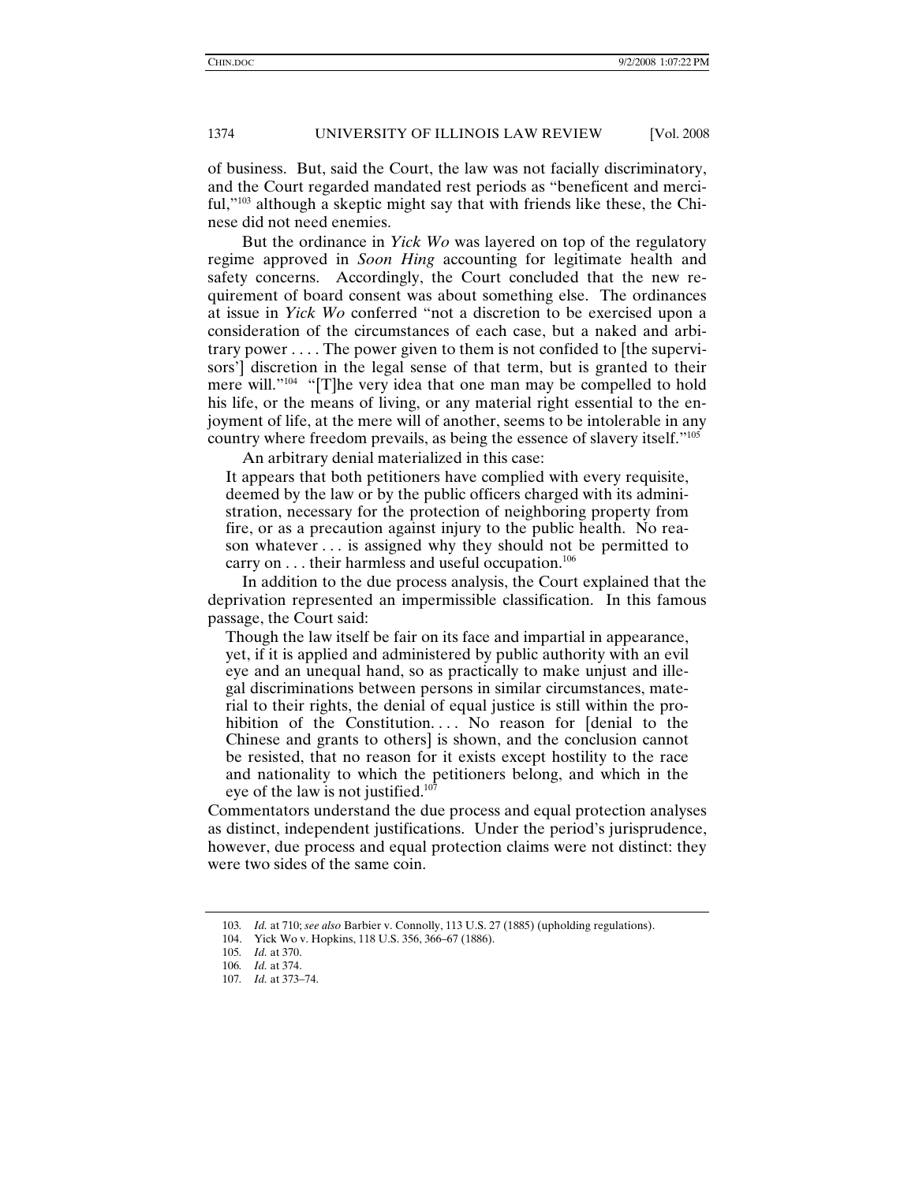of business. But, said the Court, the law was not facially discriminatory, and the Court regarded mandated rest periods as "beneficent and merciful,"[103] although a skeptic might say that with friends like these, the Chinese did not need enemies.

But the ordinance in *Yick Wo* was layered on top of the regulatory regime approved in *Soon Hing* accounting for legitimate health and safety concerns. Accordingly, the Court concluded that the new requirement of board consent was about something else. The ordinances at issue in *Yick Wo* conferred "not a discretion to be exercised upon a consideration of the circumstances of each case, but a naked and arbitrary power . . . . The power given to them is not confided to [the supervisors'] discretion in the legal sense of that term, but is granted to their mere will."[104] "[T]he very idea that one man may be compelled to hold his life, or the means of living, or any material right essential to the enjoyment of life, at the mere will of another, seems to be intolerable in any country where freedom prevails, as being the essence of slavery itself."[105]

An arbitrary denial materialized in this case:

> It appears that both petitioners have complied with every requisite, deemed by the law or by the public officers charged with its administration, necessary for the protection of neighboring property from fire, or as a precaution against injury to the public health. No reason whatever . . . is assigned why they should not be permitted to carry on . . . their harmless and useful occupation.[106]

In addition to the due process analysis, the Court explained that the deprivation represented an impermissible classification. In this famous passage, the Court said:

> Though the law itself be fair on its face and impartial in appearance, yet, if it is applied and administered by public authority with an evil eye and an unequal hand, so as practically to make unjust and illegal discriminations between persons in similar circumstances, material to their rights, the denial of equal justice is still within the prohibition of the Constitution. . . . No reason for [denial to the Chinese and grants to others] is shown, and the conclusion cannot be resisted, that no reason for it exists except hostility to the race and nationality to which the petitioners belong, and which in the eye of the law is not justified.[107]

Commentators understand the due process and equal protection analyses as distinct, independent justifications. Under the period's jurisprudence, however, due process and equal protection claims were not distinct: they were two sides of the same coin.

---

103. *Id.* at 710; *see also* Barbier v. Connolly, 113 U.S. 27 (1885) (upholding regulations).

104. Yick Wo v. Hopkins, 118 U.S. 356, 366–67 (1886).

105. *Id.* at 370.

106. *Id.* at 374.

107. *Id.* at 373–74.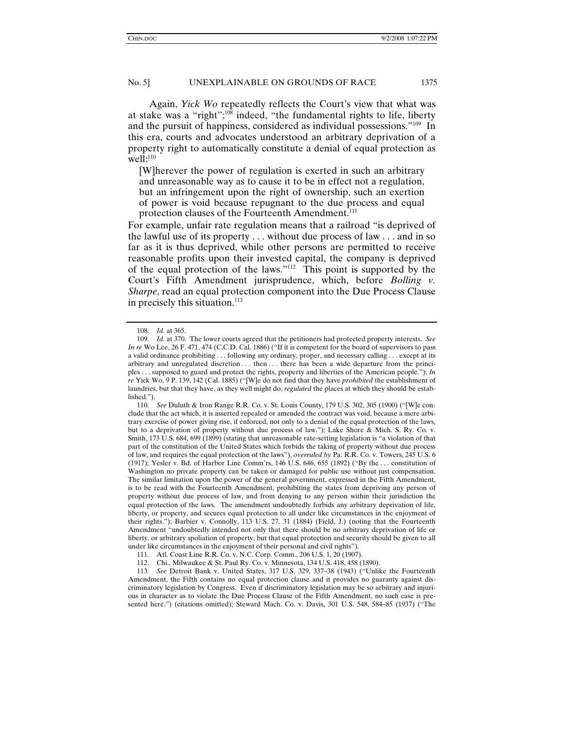Again, *Yick Wo* repeatedly reflects the Court's view that what was at stake was a "right";[108] indeed, "the fundamental rights to life, liberty and the pursuit of happiness, considered as individual possessions."[109] In this era, courts and advocates understood an arbitrary deprivation of a property right to automatically constitute a denial of equal protection as well:[110]

> [W]herever the power of regulation is exerted in such an arbitrary and unreasonable way as to cause it to be in effect not a regulation, but an infringement upon the right of ownership, such an exertion of power is void because repugnant to the due process and equal protection clauses of the Fourteenth Amendment.[111]

For example, unfair rate regulation means that a railroad "is deprived of the lawful use of its property . . . without due process of law . . . and in so far as it is thus deprived, while other persons are permitted to receive reasonable profits upon their invested capital, the company is deprived of the equal protection of the laws."[112] This point is supported by the Court's Fifth Amendment jurisprudence, which, before *Bolling v. Sharpe*, read an equal protection component into the Due Process Clause in precisely this situation.[113]

---

108. *Id.* at 365.

109. *Id.* at 370. The lower courts agreed that the petitioners had protected property interests. *See In re* Wo Lee, 26 F. 471, 474 (C.C.D. Cal. 1886) ("If it is competent for the board of supervisors to pass a valid ordinance prohibiting . . . following any ordinary, proper, and necessary calling . . . except at its arbitrary and unregulated discretion . . . then . . . there has been a wide departure from the principles . . . supposed to guard and protect the rights, property and liberties of the American people."); *In re* Yick Wo, 9 P. 139, 142 (Cal. 1885) ("[W]e do not find that they have *prohibited* the establishment of laundries, but that they have, as they well might do, *regulated* the places at which they should be established.").

110. *See* Duluth & Iron Range R.R. Co. v. St. Louis County, 179 U.S. 302, 305 (1900) ("[W]e conclude that the act which, it is asserted repealed or amended the contract was void, because a mere arbitrary exercise of power giving rise, if enforced, not only to a denial of the equal protection of the laws, but to a deprivation of property without due process of law."); Lake Shore & Mich. S. Ry. Co. v. Smith, 173 U.S. 684, 699 (1899) (stating that unreasonable rate-setting legislation is "a violation of that part of the constitution of the United States which forbids the taking of property without due process of law, and requires the equal protection of the laws"), *overruled by* Pa. R.R. Co. v. Towers, 245 U.S. 6 (1917); Yesler v. Bd. of Harbor Line Comm'rs, 146 U.S. 646, 655 (1892) ("By the . . . constitution of Washington no private property can be taken or damaged for public use without just compensation. The similar limitation upon the power of the general government, expressed in the Fifth Amendment, is to be read with the Fourteenth Amendment, prohibiting the states from depriving any person of property without due process of law, and from denying to any person within their jurisdiction the equal protection of the laws. The amendment undoubtedly forbids any arbitrary deprivation of life, liberty, or property, and secures equal protection to all under like circumstances in the enjoyment of their rights."); Barbier v. Connolly, 113 U.S. 27, 31 (1884) (Field, J.) (noting that the Fourteenth Amendment "undoubtedly intended not only that there should be no arbitrary deprivation of life or liberty, or arbitrary spoliation of property, but that equal protection and security should be given to all under like circumstances in the enjoyment of their personal and civil rights").

111. Atl. Coast Line R.R. Co. v. N.C. Corp. Comm., 206 U.S. 1, 20 (1907).

112. Chi., Milwaukee & St. Paul Ry. Co. v. Minnesota, 134 U.S. 418, 458 (1890).

113. *See* Detroit Bank v. United States, 317 U.S. 329, 337–38 (1943) ("Unlike the Fourteenth Amendment, the Fifth contains no equal protection clause and it provides no guaranty against discriminatory legislation by Congress. Even if discriminatory legislation may be so arbitrary and injurious in character as to violate the Due Process Clause of the Fifth Amendment, no such case is presented here.") (citations omitted); Steward Mach. Co. v. Davis, 301 U.S. 548, 584–85 (1937) ("The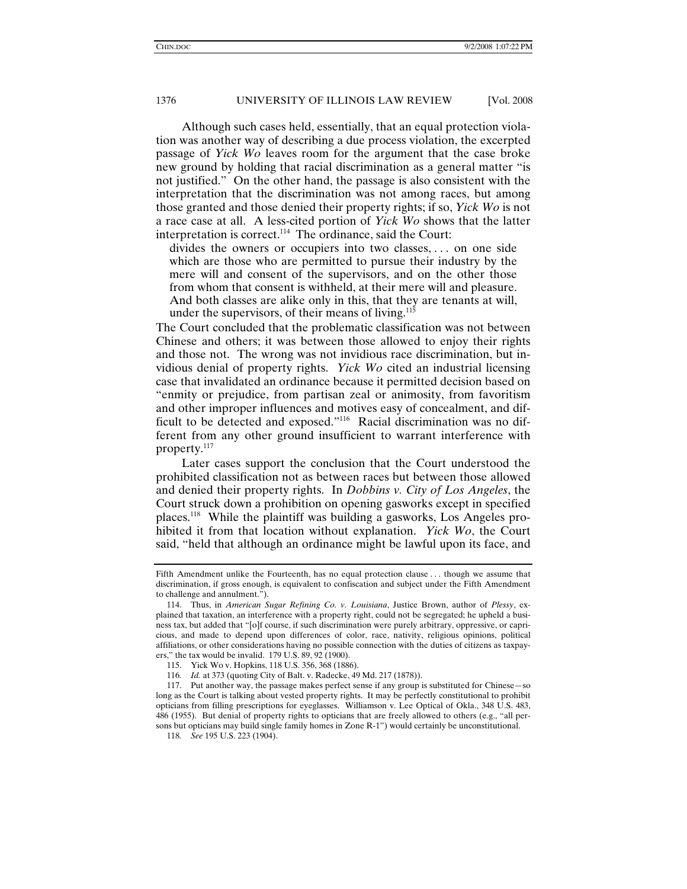Although such cases held, essentially, that an equal protection violation was another way of describing a due process violation, the excerpted passage of *Yick Wo* leaves room for the argument that the case broke new ground by holding that racial discrimination as a general matter "is not justified." On the other hand, the passage is also consistent with the interpretation that the discrimination was not among races, but among those granted and those denied their property rights; if so, *Yick Wo* is not a race case at all. A less-cited portion of *Yick Wo* shows that the latter interpretation is correct.[114] The ordinance, said the Court:

> divides the owners or occupiers into two classes, . . . on one side which are those who are permitted to pursue their industry by the mere will and consent of the supervisors, and on the other those from whom that consent is withheld, at their mere will and pleasure. And both classes are alike only in this, that they are tenants at will, under the supervisors, of their means of living.[115]

The Court concluded that the problematic classification was not between Chinese and others; it was between those allowed to enjoy their rights and those not. The wrong was not invidious race discrimination, but invidious denial of property rights. *Yick Wo* cited an industrial licensing case that invalidated an ordinance because it permitted decision based on "enmity or prejudice, from partisan zeal or animosity, from favoritism and other improper influences and motives easy of concealment, and difficult to be detected and exposed."[116] Racial discrimination was no different from any other ground insufficient to warrant interference with property.[117]

Later cases support the conclusion that the Court understood the prohibited classification not as between races but between those allowed and denied their property rights. In *Dobbins v. City of Los Angeles*, the Court struck down a prohibition on opening gasworks except in specified places.[118] While the plaintiff was building a gasworks, Los Angeles prohibited it from that location without explanation. *Yick Wo*, the Court said, "held that although an ordinance might be lawful upon its face, and

---

Fifth Amendment unlike the Fourteenth, has no equal protection clause . . . though we assume that discrimination, if gross enough, is equivalent to confiscation and subject under the Fifth Amendment to challenge and annulment.").

114. Thus, in *American Sugar Refining Co. v. Louisiana*, Justice Brown, author of *Plessy*, explained that taxation, an interference with a property right, could not be segregated; he upheld a business tax, but added that "[o]f course, if such discrimination were purely arbitrary, oppressive, or capricious, and made to depend upon differences of color, race, nativity, religious opinions, political affiliations, or other considerations having no possible connection with the duties of citizens as taxpayers," the tax would be invalid. 179 U.S. 89, 92 (1900).

115. Yick Wo v. Hopkins, 118 U.S. 356, 368 (1886).

116. *Id.* at 373 (quoting City of Balt. v. Radecke, 49 Md. 217 (1878)).

117. Put another way, the passage makes perfect sense if any group is substituted for Chinese—so long as the Court is talking about vested property rights. It may be perfectly constitutional to prohibit opticians from filling prescriptions for eyeglasses. Williamson v. Lee Optical of Okla., 348 U.S. 483, 486 (1955). But denial of property rights to opticians that are freely allowed to others (e.g., "all persons but opticians may build single family homes in Zone R-1") would certainly be unconstitutional.

118. *See* 195 U.S. 223 (1904).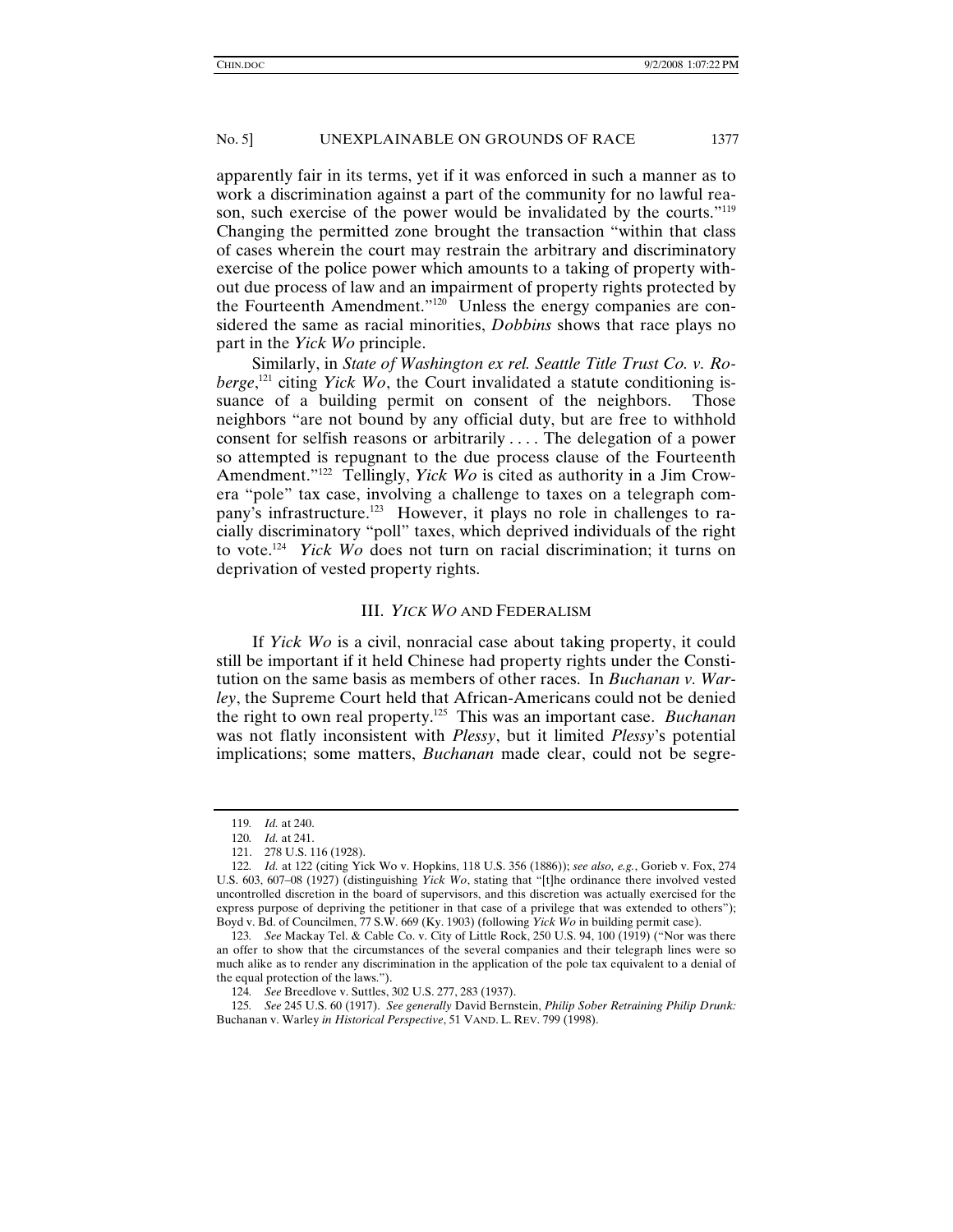apparently fair in its terms, yet if it was enforced in such a manner as to work a discrimination against a part of the community for no lawful reason, such exercise of the power would be invalidated by the courts."[119] Changing the permitted zone brought the transaction "within that class of cases wherein the court may restrain the arbitrary and discriminatory exercise of the police power which amounts to a taking of property without due process of law and an impairment of property rights protected by the Fourteenth Amendment."[120] Unless the energy companies are considered the same as racial minorities, *Dobbins* shows that race plays no part in the *Yick Wo* principle.

Similarly, in *State of Washington ex rel. Seattle Title Trust Co. v. Roberge*,[121] citing *Yick Wo*, the Court invalidated a statute conditioning issuance of a building permit on consent of the neighbors. Those neighbors "are not bound by any official duty, but are free to withhold consent for selfish reasons or arbitrarily . . . . The delegation of a power so attempted is repugnant to the due process clause of the Fourteenth Amendment."[122] Tellingly, *Yick Wo* is cited as authority in a Jim Crow-era "pole" tax case, involving a challenge to taxes on a telegraph company's infrastructure.[123] However, it plays no role in challenges to racially discriminatory "poll" taxes, which deprived individuals of the right to vote.[124] *Yick Wo* does not turn on racial discrimination; it turns on deprivation of vested property rights.

## III. *YICK WO* AND FEDERALISM

If *Yick Wo* is a civil, nonracial case about taking property, it could still be important if it held Chinese had property rights under the Constitution on the same basis as members of other races. In *Buchanan v. Warley*, the Supreme Court held that African-Americans could not be denied the right to own real property.[125] This was an important case. *Buchanan* was not flatly inconsistent with *Plessy*, but it limited *Plessy*'s potential implications; some matters, *Buchanan* made clear, could not be segre-

---

119. *Id.* at 240.

120. *Id.* at 241.

121. 278 U.S. 116 (1928).

122. *Id.* at 122 (citing Yick Wo v. Hopkins, 118 U.S. 356 (1886)); *see also, e.g.*, Gorieb v. Fox, 274 U.S. 603, 607–08 (1927) (distinguishing *Yick Wo*, stating that "[t]he ordinance there involved vested uncontrolled discretion in the board of supervisors, and this discretion was actually exercised for the express purpose of depriving the petitioner in that case of a privilege that was extended to others"); Boyd v. Bd. of Councilmen, 77 S.W. 669 (Ky. 1903) (following *Yick Wo* in building permit case).

123. *See* Mackay Tel. & Cable Co. v. City of Little Rock, 250 U.S. 94, 100 (1919) ("Nor was there an offer to show that the circumstances of the several companies and their telegraph lines were so much alike as to render any discrimination in the application of the pole tax equivalent to a denial of the equal protection of the laws.").

124. *See* Breedlove v. Suttles, 302 U.S. 277, 283 (1937).

125. *See* 245 U.S. 60 (1917). *See generally* David Bernstein, *Philip Sober Retraining Philip Drunk:* Buchanan v. Warley *in Historical Perspective*, 51 VAND. L. REV. 799 (1998).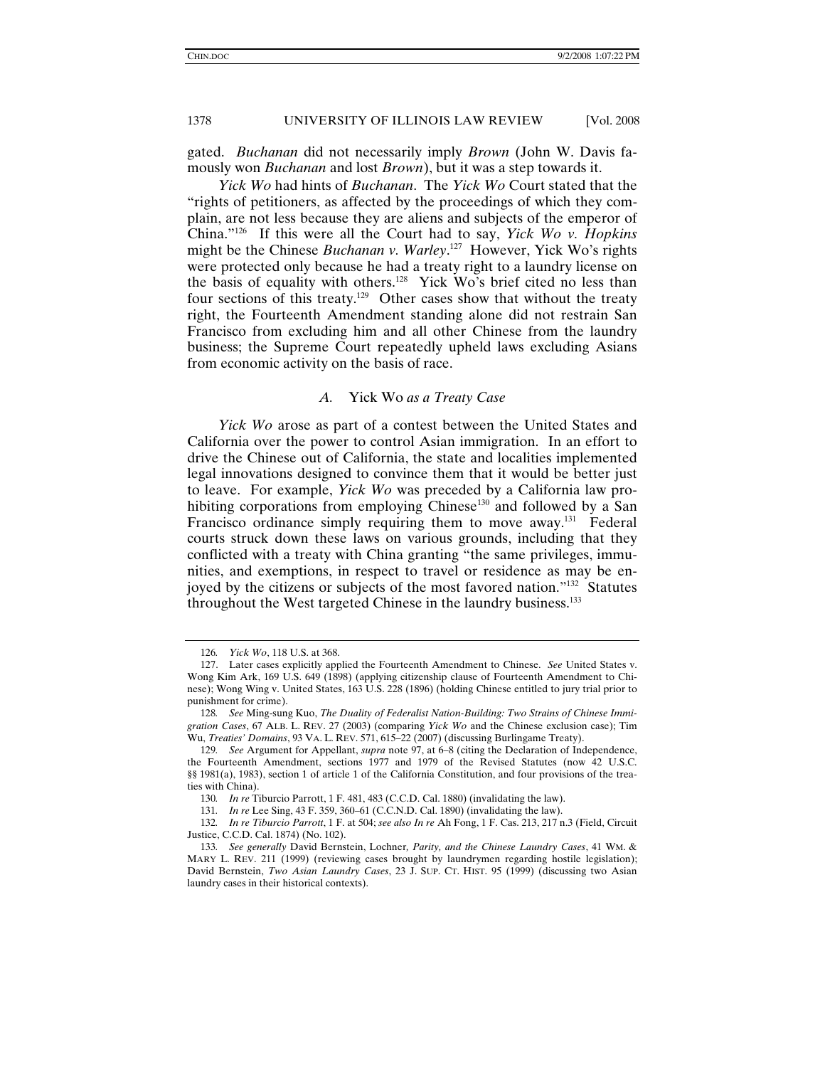gated. *Buchanan* did not necessarily imply *Brown* (John W. Davis famously won *Buchanan* and lost *Brown*), but it was a step towards it.

*Yick Wo* had hints of *Buchanan*. The *Yick Wo* Court stated that the "rights of petitioners, as affected by the proceedings of which they complain, are not less because they are aliens and subjects of the emperor of China."[126] If this were all the Court had to say, *Yick Wo v. Hopkins* might be the Chinese *Buchanan v. Warley*.[127] However, Yick Wo's rights were protected only because he had a treaty right to a laundry license on the basis of equality with others.[128] Yick Wo's brief cited no less than four sections of this treaty.[129] Other cases show that without the treaty right, the Fourteenth Amendment standing alone did not restrain San Francisco from excluding him and all other Chinese from the laundry business; the Supreme Court repeatedly upheld laws excluding Asians from economic activity on the basis of race.

### *A.* Yick Wo *as a Treaty Case*

*Yick Wo* arose as part of a contest between the United States and California over the power to control Asian immigration. In an effort to drive the Chinese out of California, the state and localities implemented legal innovations designed to convince them that it would be better just to leave. For example, *Yick Wo* was preceded by a California law prohibiting corporations from employing Chinese[130] and followed by a San Francisco ordinance simply requiring them to move away.[131] Federal courts struck down these laws on various grounds, including that they conflicted with a treaty with China granting "the same privileges, immunities, and exemptions, in respect to travel or residence as may be enjoyed by the citizens or subjects of the most favored nation."[132] Statutes throughout the West targeted Chinese in the laundry business.[133]

---

126. *Yick Wo*, 118 U.S. at 368.

127. Later cases explicitly applied the Fourteenth Amendment to Chinese. *See* United States v. Wong Kim Ark, 169 U.S. 649 (1898) (applying citizenship clause of Fourteenth Amendment to Chinese); Wong Wing v. United States, 163 U.S. 228 (1896) (holding Chinese entitled to jury trial prior to punishment for crime).

128. *See* Ming-sung Kuo, *The Duality of Federalist Nation-Building: Two Strains of Chinese Immigration Cases*, 67 ALB. L. REV. 27 (2003) (comparing *Yick Wo* and the Chinese exclusion case); Tim Wu, *Treaties' Domains*, 93 VA. L. REV. 571, 615–22 (2007) (discussing Burlingame Treaty).

129. *See* Argument for Appellant, *supra* note 97, at 6–8 (citing the Declaration of Independence, the Fourteenth Amendment, sections 1977 and 1979 of the Revised Statutes (now 42 U.S.C. §§ 1981(a), 1983), section 1 of article 1 of the California Constitution, and four provisions of the treaties with China).

130. *In re* Tiburcio Parrott, 1 F. 481, 483 (C.C.D. Cal. 1880) (invalidating the law).

131. *In re* Lee Sing, 43 F. 359, 360–61 (C.C.N.D. Cal. 1890) (invalidating the law).

132. *In re Tiburcio Parrott*, 1 F. at 504; *see also In re* Ah Fong, 1 F. Cas. 213, 217 n.3 (Field, Circuit Justice, C.C.D. Cal. 1874) (No. 102).

133. *See generally* David Bernstein, Lochner*, Parity, and the Chinese Laundry Cases*, 41 WM. & MARY L. REV. 211 (1999) (reviewing cases brought by laundrymen regarding hostile legislation); David Bernstein, *Two Asian Laundry Cases*, 23 J. SUP. CT. HIST. 95 (1999) (discussing two Asian laundry cases in their historical contexts).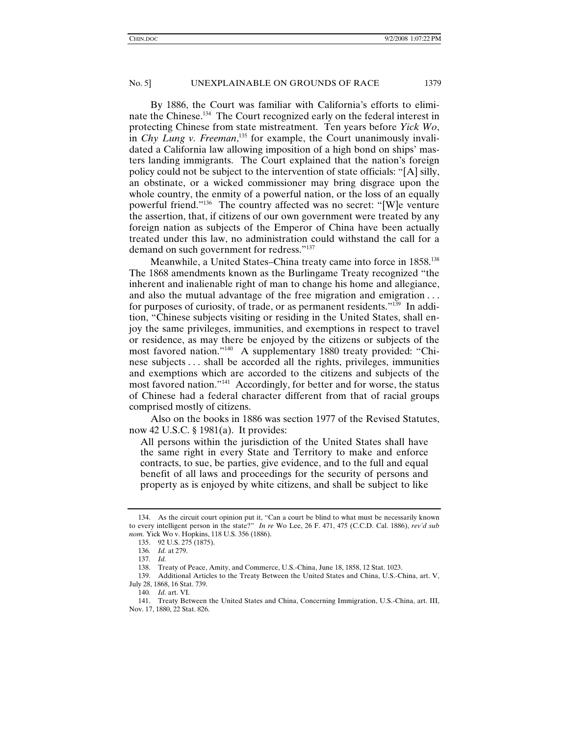By 1886, the Court was familiar with California's efforts to eliminate the Chinese.[134] The Court recognized early on the federal interest in protecting Chinese from state mistreatment. Ten years before *Yick Wo*, in *Chy Lung v. Freeman*,[135] for example, the Court unanimously invalidated a California law allowing imposition of a high bond on ships' masters landing immigrants. The Court explained that the nation's foreign policy could not be subject to the intervention of state officials: "[A] silly, an obstinate, or a wicked commissioner may bring disgrace upon the whole country, the enmity of a powerful nation, or the loss of an equally powerful friend."[136] The country affected was no secret: "[W]e venture the assertion, that, if citizens of our own government were treated by any foreign nation as subjects of the Emperor of China have been actually treated under this law, no administration could withstand the call for a demand on such government for redress."[137]

Meanwhile, a United States–China treaty came into force in 1858.[138] The 1868 amendments known as the Burlingame Treaty recognized "the inherent and inalienable right of man to change his home and allegiance, and also the mutual advantage of the free migration and emigration . . . for purposes of curiosity, of trade, or as permanent residents."[139] In addition, "Chinese subjects visiting or residing in the United States, shall enjoy the same privileges, immunities, and exemptions in respect to travel or residence, as may there be enjoyed by the citizens or subjects of the most favored nation."[140] A supplementary 1880 treaty provided: "Chinese subjects . . . shall be accorded all the rights, privileges, immunities and exemptions which are accorded to the citizens and subjects of the most favored nation."[141] Accordingly, for better and for worse, the status of Chinese had a federal character different from that of racial groups comprised mostly of citizens.

Also on the books in 1886 was section 1977 of the Revised Statutes, now 42 U.S.C. § 1981(a). It provides:

> All persons within the jurisdiction of the United States shall have the same right in every State and Territory to make and enforce contracts, to sue, be parties, give evidence, and to the full and equal benefit of all laws and proceedings for the security of persons and property as is enjoyed by white citizens, and shall be subject to like

---

134. As the circuit court opinion put it, "Can a court be blind to what must be necessarily known to every intelligent person in the state?" *In re* Wo Lee, 26 F. 471, 475 (C.C.D. Cal. 1886), *rev'd sub nom.* Yick Wo v. Hopkins, 118 U.S. 356 (1886).

135. 92 U.S. 275 (1875).

136. *Id.* at 279.

137. *Id.*

138. Treaty of Peace, Amity, and Commerce, U.S.-China, June 18, 1858, 12 Stat. 1023.

139. Additional Articles to the Treaty Between the United States and China, U.S.-China, art. V, July 28, 1868, 16 Stat. 739.

140. *Id.* art. VI.

141. Treaty Between the United States and China, Concerning Immigration, U.S.-China, art. III, Nov. 17, 1880, 22 Stat. 826.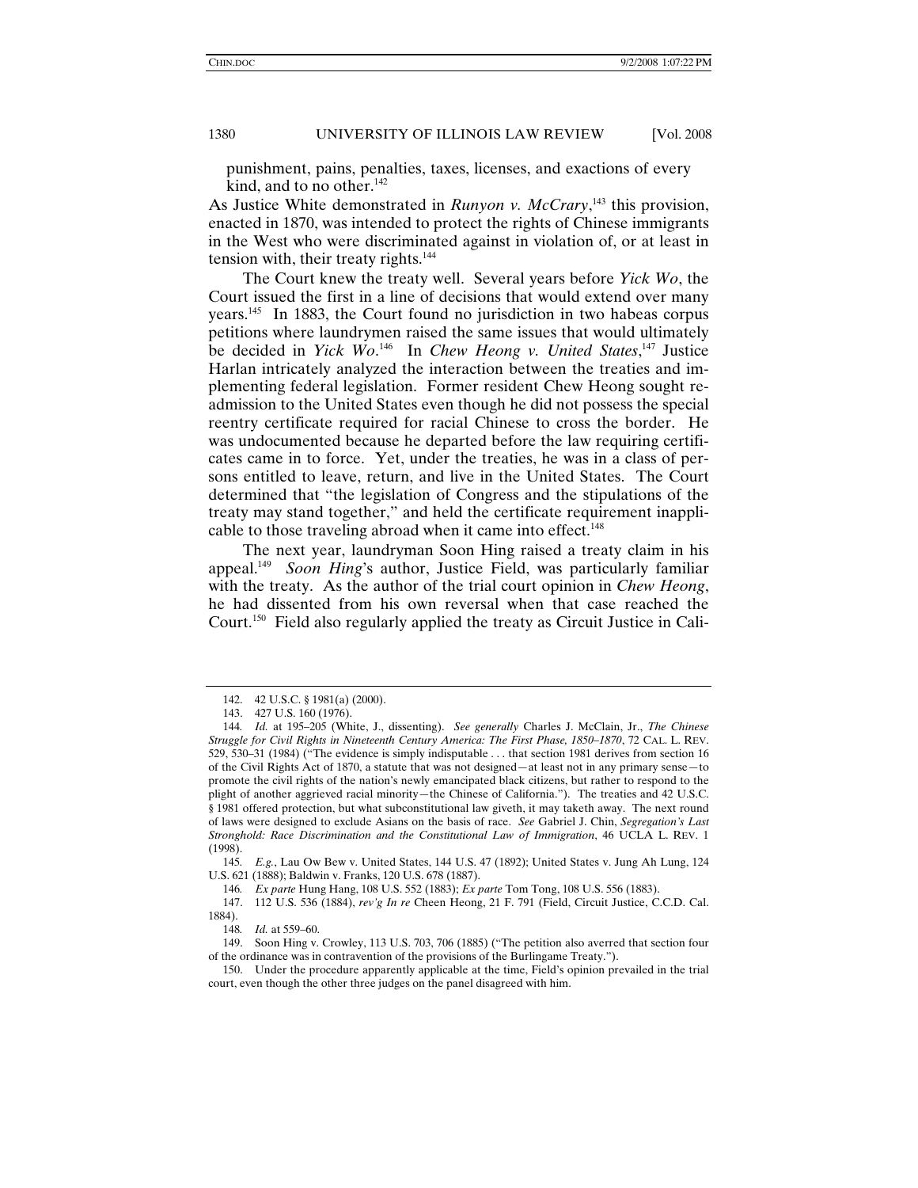punishment, pains, penalties, taxes, licenses, and exactions of every kind, and to no other.[142]

As Justice White demonstrated in *Runyon v. McCrary*,[143] this provision, enacted in 1870, was intended to protect the rights of Chinese immigrants in the West who were discriminated against in violation of, or at least in tension with, their treaty rights.[144]

The Court knew the treaty well. Several years before *Yick Wo*, the Court issued the first in a line of decisions that would extend over many years.[145] In 1883, the Court found no jurisdiction in two habeas corpus petitions where laundrymen raised the same issues that would ultimately be decided in *Yick Wo*.[146] In *Chew Heong v. United States*,[147] Justice Harlan intricately analyzed the interaction between the treaties and implementing federal legislation. Former resident Chew Heong sought readmission to the United States even though he did not possess the special reentry certificate required for racial Chinese to cross the border. He was undocumented because he departed before the law requiring certificates came in to force. Yet, under the treaties, he was in a class of persons entitled to leave, return, and live in the United States. The Court determined that "the legislation of Congress and the stipulations of the treaty may stand together," and held the certificate requirement inapplicable to those traveling abroad when it came into effect.[148]

The next year, laundryman Soon Hing raised a treaty claim in his appeal.[149] *Soon Hing*'s author, Justice Field, was particularly familiar with the treaty. As the author of the trial court opinion in *Chew Heong*, he had dissented from his own reversal when that case reached the Court.[150] Field also regularly applied the treaty as Circuit Justice in Cali-

---

142. 42 U.S.C. § 1981(a) (2000).

143. 427 U.S. 160 (1976).

144. *Id.* at 195–205 (White, J., dissenting). *See generally* Charles J. McClain, Jr., *The Chinese Struggle for Civil Rights in Nineteenth Century America: The First Phase, 1850–1870*, 72 CAL. L. REV. 529, 530–31 (1984) ("The evidence is simply indisputable . . . that section 1981 derives from section 16 of the Civil Rights Act of 1870, a statute that was not designed—at least not in any primary sense—to promote the civil rights of the nation's newly emancipated black citizens, but rather to respond to the plight of another aggrieved racial minority—the Chinese of California."). The treaties and 42 U.S.C. § 1981 offered protection, but what subconstitutional law giveth, it may taketh away. The next round of laws were designed to exclude Asians on the basis of race. *See* Gabriel J. Chin, *Segregation's Last Stronghold: Race Discrimination and the Constitutional Law of Immigration*, 46 UCLA L. REV. 1 (1998).

145. *E.g.*, Lau Ow Bew v. United States, 144 U.S. 47 (1892); United States v. Jung Ah Lung, 124 U.S. 621 (1888); Baldwin v. Franks, 120 U.S. 678 (1887).

146. *Ex parte* Hung Hang, 108 U.S. 552 (1883); *Ex parte* Tom Tong, 108 U.S. 556 (1883).

147. 112 U.S. 536 (1884), *rev'g In re* Cheen Heong, 21 F. 791 (Field, Circuit Justice, C.C.D. Cal. 1884).

148. *Id.* at 559–60.

149. Soon Hing v. Crowley, 113 U.S. 703, 706 (1885) ("The petition also averred that section four of the ordinance was in contravention of the provisions of the Burlingame Treaty.").

150. Under the procedure apparently applicable at the time, Field's opinion prevailed in the trial court, even though the other three judges on the panel disagreed with him.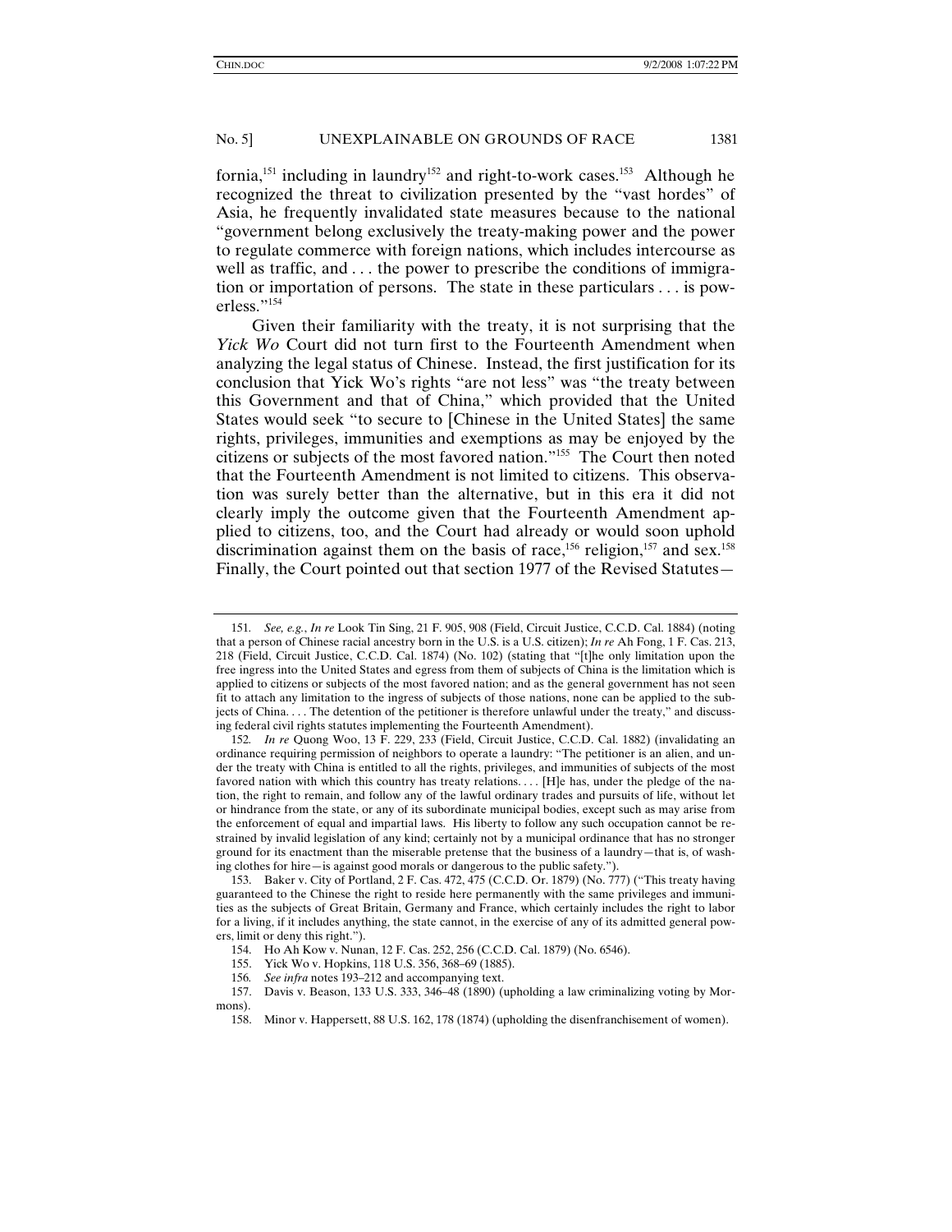fornia,[151] including in laundry[152] and right-to-work cases.[153] Although he recognized the threat to civilization presented by the "vast hordes" of Asia, he frequently invalidated state measures because to the national "government belong exclusively the treaty-making power and the power to regulate commerce with foreign nations, which includes intercourse as well as traffic, and . . . the power to prescribe the conditions of immigration or importation of persons. The state in these particulars . . . is powerless."[154]

Given their familiarity with the treaty, it is not surprising that the *Yick Wo* Court did not turn first to the Fourteenth Amendment when analyzing the legal status of Chinese. Instead, the first justification for its conclusion that Yick Wo's rights "are not less" was "the treaty between this Government and that of China," which provided that the United States would seek "to secure to [Chinese in the United States] the same rights, privileges, immunities and exemptions as may be enjoyed by the citizens or subjects of the most favored nation."[155] The Court then noted that the Fourteenth Amendment is not limited to citizens. This observation was surely better than the alternative, but in this era it did not clearly imply the outcome given that the Fourteenth Amendment applied to citizens, too, and the Court had already or would soon uphold discrimination against them on the basis of race,[156] religion,[157] and sex.[158] Finally, the Court pointed out that section 1977 of the Revised Statutes—

---

151. *See, e.g.*, *In re* Look Tin Sing, 21 F. 905, 908 (Field, Circuit Justice, C.C.D. Cal. 1884) (noting that a person of Chinese racial ancestry born in the U.S. is a U.S. citizen); *In re* Ah Fong, 1 F. Cas. 213, 218 (Field, Circuit Justice, C.C.D. Cal. 1874) (No. 102) (stating that "[t]he only limitation upon the free ingress into the United States and egress from them of subjects of China is the limitation which is applied to citizens or subjects of the most favored nation; and as the general government has not seen fit to attach any limitation to the ingress of subjects of those nations, none can be applied to the subjects of China. . . . The detention of the petitioner is therefore unlawful under the treaty," and discussing federal civil rights statutes implementing the Fourteenth Amendment).

152. *In re* Quong Woo, 13 F. 229, 233 (Field, Circuit Justice, C.C.D. Cal. 1882) (invalidating an ordinance requiring permission of neighbors to operate a laundry: "The petitioner is an alien, and under the treaty with China is entitled to all the rights, privileges, and immunities of subjects of the most favored nation with which this country has treaty relations. . . . [H]e has, under the pledge of the nation, the right to remain, and follow any of the lawful ordinary trades and pursuits of life, without let or hindrance from the state, or any of its subordinate municipal bodies, except such as may arise from the enforcement of equal and impartial laws. His liberty to follow any such occupation cannot be restrained by invalid legislation of any kind; certainly not by a municipal ordinance that has no stronger ground for its enactment than the miserable pretense that the business of a laundry—that is, of washing clothes for hire—is against good morals or dangerous to the public safety.").

153. Baker v. City of Portland, 2 F. Cas. 472, 475 (C.C.D. Or. 1879) (No. 777) ("This treaty having guaranteed to the Chinese the right to reside here permanently with the same privileges and immunities as the subjects of Great Britain, Germany and France, which certainly includes the right to labor for a living, if it includes anything, the state cannot, in the exercise of any of its admitted general powers, limit or deny this right.").

154. Ho Ah Kow v. Nunan, 12 F. Cas. 252, 256 (C.C.D. Cal. 1879) (No. 6546).

155. Yick Wo v. Hopkins, 118 U.S. 356, 368–69 (1885).

156. *See infra* notes 193–212 and accompanying text.

157. Davis v. Beason, 133 U.S. 333, 346–48 (1890) (upholding a law criminalizing voting by Mormons).

158. Minor v. Happersett, 88 U.S. 162, 178 (1874) (upholding the disenfranchisement of women).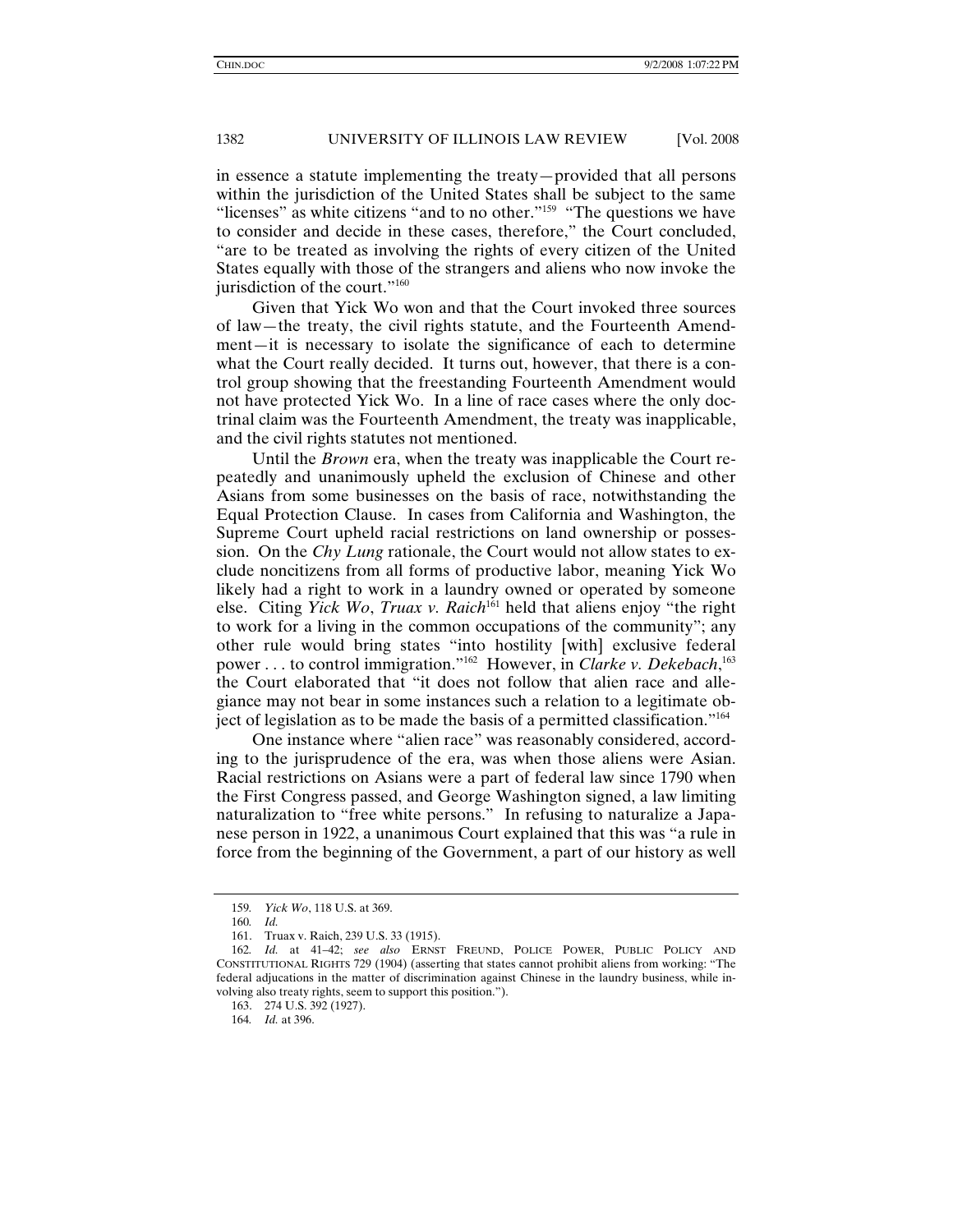in essence a statute implementing the treaty—provided that all persons within the jurisdiction of the United States shall be subject to the same "licenses" as white citizens "and to no other."[159] "The questions we have to consider and decide in these cases, therefore," the Court concluded, "are to be treated as involving the rights of every citizen of the United States equally with those of the strangers and aliens who now invoke the jurisdiction of the court."[160]

Given that Yick Wo won and that the Court invoked three sources of law—the treaty, the civil rights statute, and the Fourteenth Amendment—it is necessary to isolate the significance of each to determine what the Court really decided. It turns out, however, that there is a control group showing that the freestanding Fourteenth Amendment would not have protected Yick Wo. In a line of race cases where the only doctrinal claim was the Fourteenth Amendment, the treaty was inapplicable, and the civil rights statutes not mentioned.

Until the *Brown* era, when the treaty was inapplicable the Court repeatedly and unanimously upheld the exclusion of Chinese and other Asians from some businesses on the basis of race, notwithstanding the Equal Protection Clause. In cases from California and Washington, the Supreme Court upheld racial restrictions on land ownership or possession. On the *Chy Lung* rationale, the Court would not allow states to exclude noncitizens from all forms of productive labor, meaning Yick Wo likely had a right to work in a laundry owned or operated by someone else. Citing *Yick Wo*, *Truax v. Raich*[161] held that aliens enjoy "the right to work for a living in the common occupations of the community"; any other rule would bring states "into hostility [with] exclusive federal power . . . to control immigration."[162] However, in *Clarke v. Dekebach*,[163] the Court elaborated that "it does not follow that alien race and allegiance may not bear in some instances such a relation to a legitimate object of legislation as to be made the basis of a permitted classification."[164]

One instance where "alien race" was reasonably considered, according to the jurisprudence of the era, was when those aliens were Asian. Racial restrictions on Asians were a part of federal law since 1790 when the First Congress passed, and George Washington signed, a law limiting naturalization to "free white persons." In refusing to naturalize a Japanese person in 1922, a unanimous Court explained that this was "a rule in force from the beginning of the Government, a part of our history as well

---

159. *Yick Wo*, 118 U.S. at 369.

160. *Id.*

161. Truax v. Raich, 239 U.S. 33 (1915).

162. *Id.* at 41–42; *see also* ERNST FREUND, POLICE POWER, PUBLIC POLICY AND CONSTITUTIONAL RIGHTS 729 (1904) (asserting that states cannot prohibit aliens from working: "The federal adjucations in the matter of discrimination against Chinese in the laundry business, while involving also treaty rights, seem to support this position.").

163. 274 U.S. 392 (1927).

164. *Id.* at 396.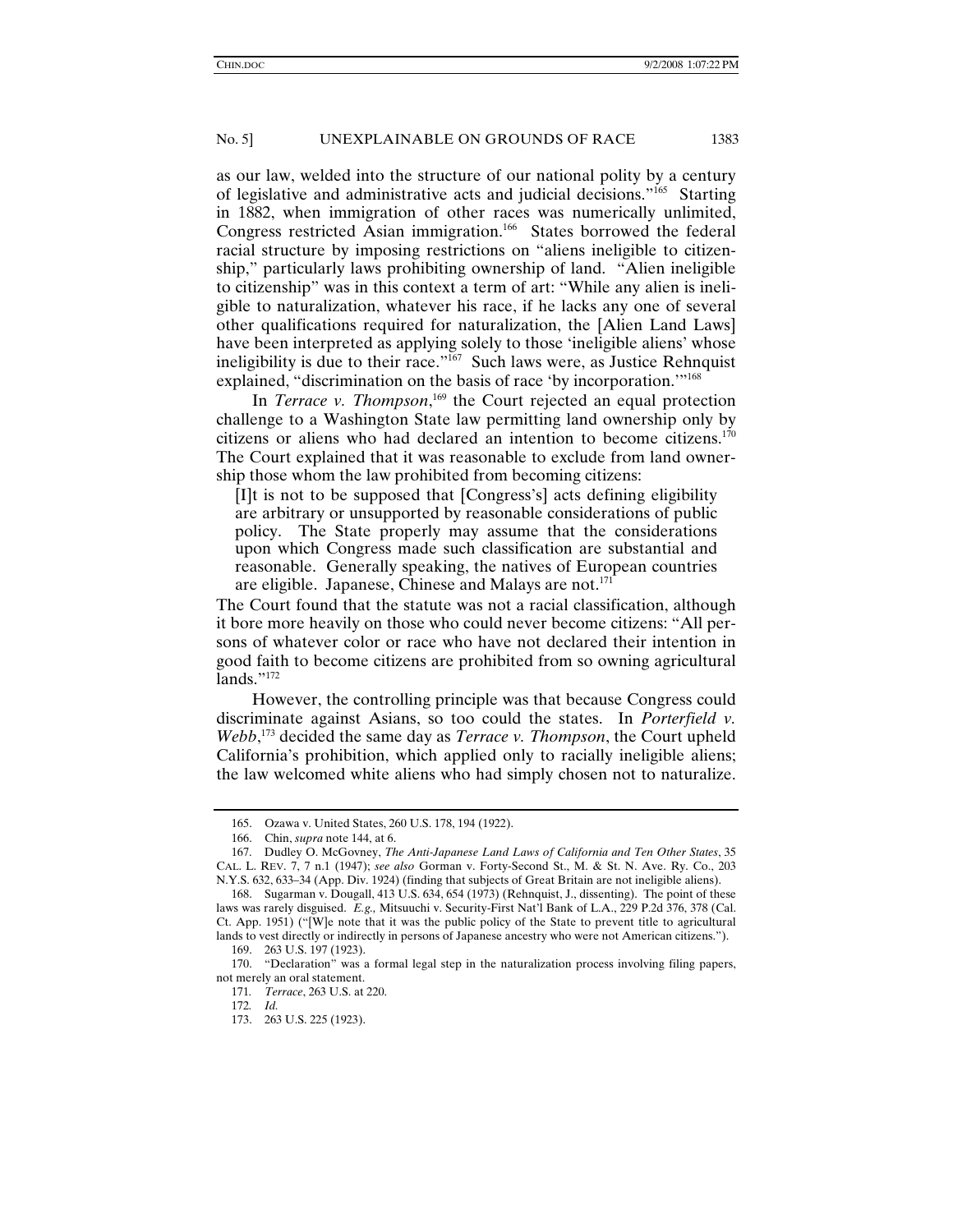as our law, welded into the structure of our national polity by a century of legislative and administrative acts and judicial decisions."[165] Starting in 1882, when immigration of other races was numerically unlimited, Congress restricted Asian immigration.[166] States borrowed the federal racial structure by imposing restrictions on "aliens ineligible to citizenship," particularly laws prohibiting ownership of land. "Alien ineligible to citizenship" was in this context a term of art: "While any alien is ineligible to naturalization, whatever his race, if he lacks any one of several other qualifications required for naturalization, the [Alien Land Laws] have been interpreted as applying solely to those 'ineligible aliens' whose ineligibility is due to their race."[167] Such laws were, as Justice Rehnquist explained, "discrimination on the basis of race 'by incorporation.'"[168]

In *Terrace v. Thompson*,[169] the Court rejected an equal protection challenge to a Washington State law permitting land ownership only by citizens or aliens who had declared an intention to become citizens.[170] The Court explained that it was reasonable to exclude from land ownership those whom the law prohibited from becoming citizens:

> [I]t is not to be supposed that [Congress's] acts defining eligibility are arbitrary or unsupported by reasonable considerations of public policy. The State properly may assume that the considerations upon which Congress made such classification are substantial and reasonable. Generally speaking, the natives of European countries are eligible. Japanese, Chinese and Malays are not.[171]

The Court found that the statute was not a racial classification, although it bore more heavily on those who could never become citizens: "All persons of whatever color or race who have not declared their intention in good faith to become citizens are prohibited from so owning agricultural lands."[172]

However, the controlling principle was that because Congress could discriminate against Asians, so too could the states. In *Porterfield v. Webb*,[173] decided the same day as *Terrace v. Thompson*, the Court upheld California's prohibition, which applied only to racially ineligible aliens; the law welcomed white aliens who had simply chosen not to naturalize.

---

165. Ozawa v. United States, 260 U.S. 178, 194 (1922).

166. Chin, *supra* note 144, at 6.

167. Dudley O. McGovney, *The Anti-Japanese Land Laws of California and Ten Other States*, 35 CAL. L. REV. 7, 7 n.1 (1947); *see also* Gorman v. Forty-Second St., M. & St. N. Ave. Ry. Co., 203 N.Y.S. 632, 633–34 (App. Div. 1924) (finding that subjects of Great Britain are not ineligible aliens).

168. Sugarman v. Dougall, 413 U.S. 634, 654 (1973) (Rehnquist, J., dissenting). The point of these laws was rarely disguised. *E.g.,* Mitsuuchi v. Security-First Nat'l Bank of L.A., 229 P.2d 376, 378 (Cal. Ct. App. 1951) ("[W]e note that it was the public policy of the State to prevent title to agricultural lands to vest directly or indirectly in persons of Japanese ancestry who were not American citizens.").

169. 263 U.S. 197 (1923).

170. "Declaration" was a formal legal step in the naturalization process involving filing papers, not merely an oral statement.

171. *Terrace*, 263 U.S. at 220.

172. *Id.*

173. 263 U.S. 225 (1923).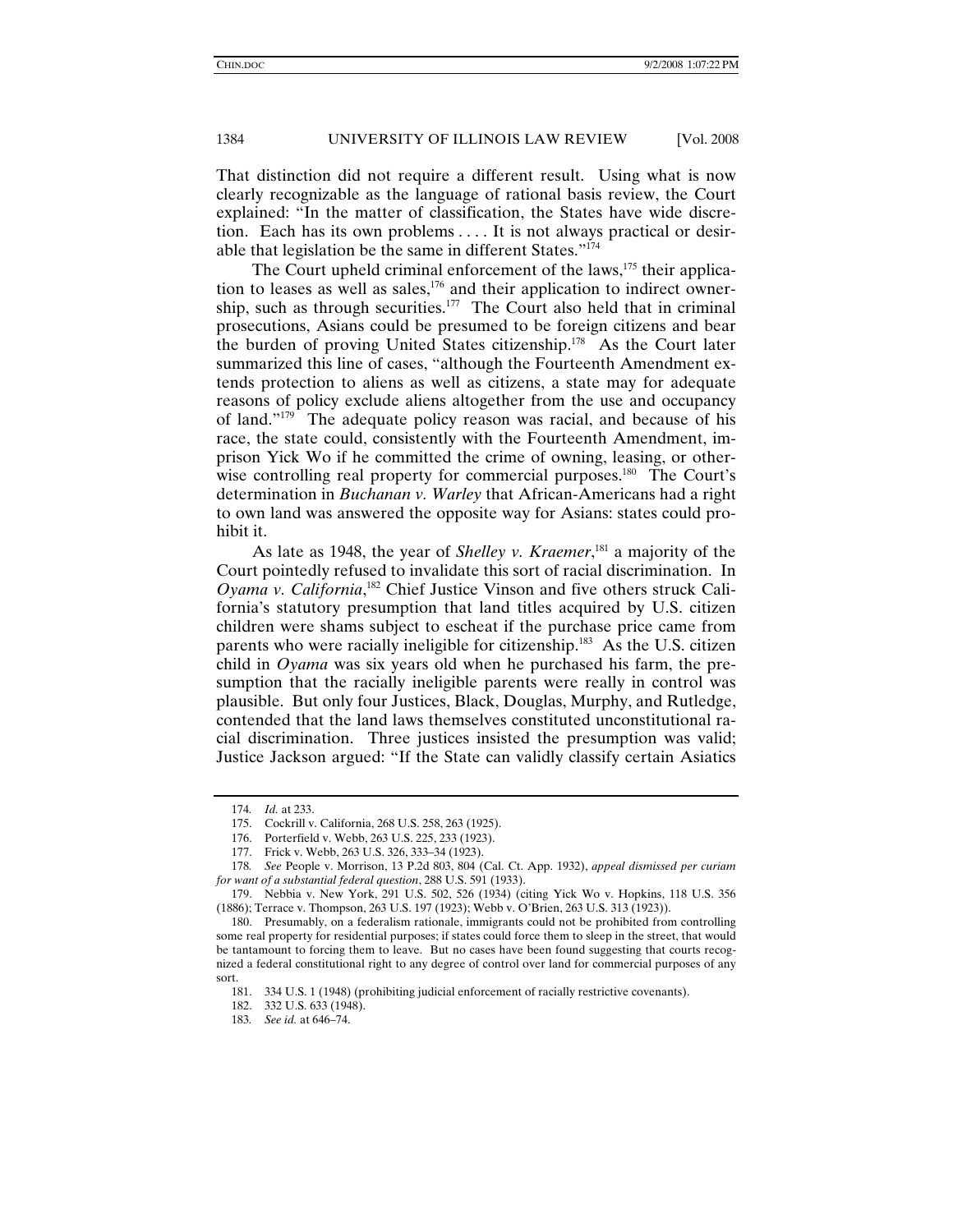That distinction did not require a different result. Using what is now clearly recognizable as the language of rational basis review, the Court explained: "In the matter of classification, the States have wide discretion. Each has its own problems . . . . It is not always practical or desirable that legislation be the same in different States."[174]

The Court upheld criminal enforcement of the laws,[175] their application to leases as well as sales,[176] and their application to indirect ownership, such as through securities.[177] The Court also held that in criminal prosecutions, Asians could be presumed to be foreign citizens and bear the burden of proving United States citizenship.[178] As the Court later summarized this line of cases, "although the Fourteenth Amendment extends protection to aliens as well as citizens, a state may for adequate reasons of policy exclude aliens altogether from the use and occupancy of land."[179] The adequate policy reason was racial, and because of his race, the state could, consistently with the Fourteenth Amendment, imprison Yick Wo if he committed the crime of owning, leasing, or otherwise controlling real property for commercial purposes.[180] The Court's determination in *Buchanan v. Warley* that African-Americans had a right to own land was answered the opposite way for Asians: states could prohibit it.

As late as 1948, the year of *Shelley v. Kraemer*,[181] a majority of the Court pointedly refused to invalidate this sort of racial discrimination. In *Oyama v. California*,[182] Chief Justice Vinson and five others struck California's statutory presumption that land titles acquired by U.S. citizen children were shams subject to escheat if the purchase price came from parents who were racially ineligible for citizenship.[183] As the U.S. citizen child in *Oyama* was six years old when he purchased his farm, the presumption that the racially ineligible parents were really in control was plausible. But only four Justices, Black, Douglas, Murphy, and Rutledge, contended that the land laws themselves constituted unconstitutional racial discrimination. Three justices insisted the presumption was valid; Justice Jackson argued: "If the State can validly classify certain Asiatics

---

174. *Id.* at 233.

175. Cockrill v. California, 268 U.S. 258, 263 (1925).

176. Porterfield v. Webb, 263 U.S. 225, 233 (1923).

177. Frick v. Webb, 263 U.S. 326, 333–34 (1923).

178. *See* People v. Morrison, 13 P.2d 803, 804 (Cal. Ct. App. 1932), *appeal dismissed per curiam for want of a substantial federal question*, 288 U.S. 591 (1933).

179. Nebbia v. New York, 291 U.S. 502, 526 (1934) (citing Yick Wo v. Hopkins, 118 U.S. 356 (1886); Terrace v. Thompson, 263 U.S. 197 (1923); Webb v. O'Brien, 263 U.S. 313 (1923)).

180. Presumably, on a federalism rationale, immigrants could not be prohibited from controlling some real property for residential purposes; if states could force them to sleep in the street, that would be tantamount to forcing them to leave. But no cases have been found suggesting that courts recognized a federal constitutional right to any degree of control over land for commercial purposes of any sort.

181. 334 U.S. 1 (1948) (prohibiting judicial enforcement of racially restrictive covenants).

182. 332 U.S. 633 (1948).

183. *See id.* at 646–74.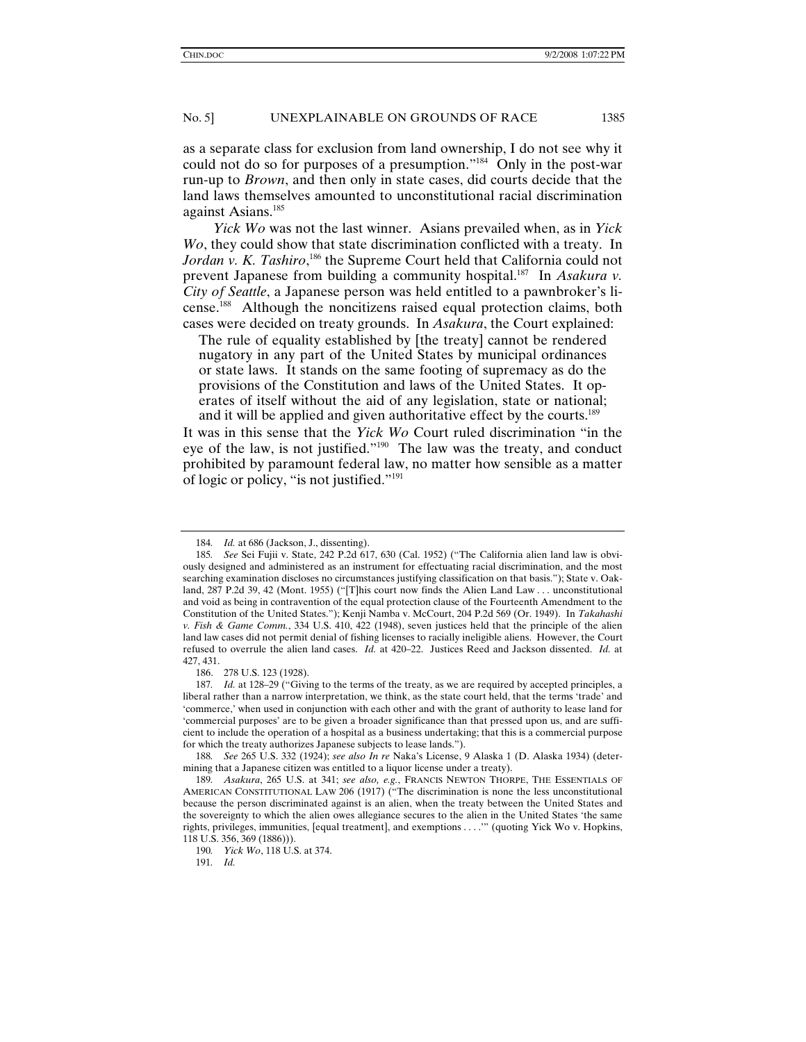as a separate class for exclusion from land ownership, I do not see why it could not do so for purposes of a presumption."[184] Only in the post-war run-up to *Brown*, and then only in state cases, did courts decide that the land laws themselves amounted to unconstitutional racial discrimination against Asians.[185]

*Yick Wo* was not the last winner. Asians prevailed when, as in *Yick Wo*, they could show that state discrimination conflicted with a treaty. In *Jordan v. K. Tashiro*,[186] the Supreme Court held that California could not prevent Japanese from building a community hospital.[187] In *Asakura v. City of Seattle*, a Japanese person was held entitled to a pawnbroker's license.[188] Although the noncitizens raised equal protection claims, both cases were decided on treaty grounds. In *Asakura*, the Court explained:

> The rule of equality established by [the treaty] cannot be rendered nugatory in any part of the United States by municipal ordinances or state laws. It stands on the same footing of supremacy as do the provisions of the Constitution and laws of the United States. It operates of itself without the aid of any legislation, state or national; and it will be applied and given authoritative effect by the courts.[189]

It was in this sense that the *Yick Wo* Court ruled discrimination "in the eye of the law, is not justified."[190] The law was the treaty, and conduct prohibited by paramount federal law, no matter how sensible as a matter of logic or policy, "is not justified."[191]

---

184. *Id.* at 686 (Jackson, J., dissenting).

185. *See* Sei Fujii v. State, 242 P.2d 617, 630 (Cal. 1952) ("The California alien land law is obviously designed and administered as an instrument for effectuating racial discrimination, and the most searching examination discloses no circumstances justifying classification on that basis."); State v. Oakland, 287 P.2d 39, 42 (Mont. 1955) ("[T]his court now finds the Alien Land Law . . . unconstitutional and void as being in contravention of the equal protection clause of the Fourteenth Amendment to the Constitution of the United States."); Kenji Namba v. McCourt, 204 P.2d 569 (Or. 1949). In *Takahashi v. Fish & Game Comm.*, 334 U.S. 410, 422 (1948), seven justices held that the principle of the alien land law cases did not permit denial of fishing licenses to racially ineligible aliens. However, the Court refused to overrule the alien land cases. *Id.* at 420–22. Justices Reed and Jackson dissented. *Id.* at 427, 431.

186. 278 U.S. 123 (1928).

187. *Id.* at 128–29 ("Giving to the terms of the treaty, as we are required by accepted principles, a liberal rather than a narrow interpretation, we think, as the state court held, that the terms 'trade' and 'commerce,' when used in conjunction with each other and with the grant of authority to lease land for 'commercial purposes' are to be given a broader significance than that pressed upon us, and are sufficient to include the operation of a hospital as a business undertaking; that this is a commercial purpose for which the treaty authorizes Japanese subjects to lease lands.").

188. *See* 265 U.S. 332 (1924); *see also In re* Naka's License, 9 Alaska 1 (D. Alaska 1934) (determining that a Japanese citizen was entitled to a liquor license under a treaty).

189. *Asakura*, 265 U.S. at 341; *see also, e.g.*, FRANCIS NEWTON THORPE, THE ESSENTIALS OF AMERICAN CONSTITUTIONAL LAW 206 (1917) ("The discrimination is none the less unconstitutional because the person discriminated against is an alien, when the treaty between the United States and the sovereignty to which the alien owes allegiance secures to the alien in the United States 'the same rights, privileges, immunities, [equal treatment], and exemptions . . . .'" (quoting Yick Wo v. Hopkins, 118 U.S. 356, 369 (1886))).

190. *Yick Wo*, 118 U.S. at 374.

191. *Id.*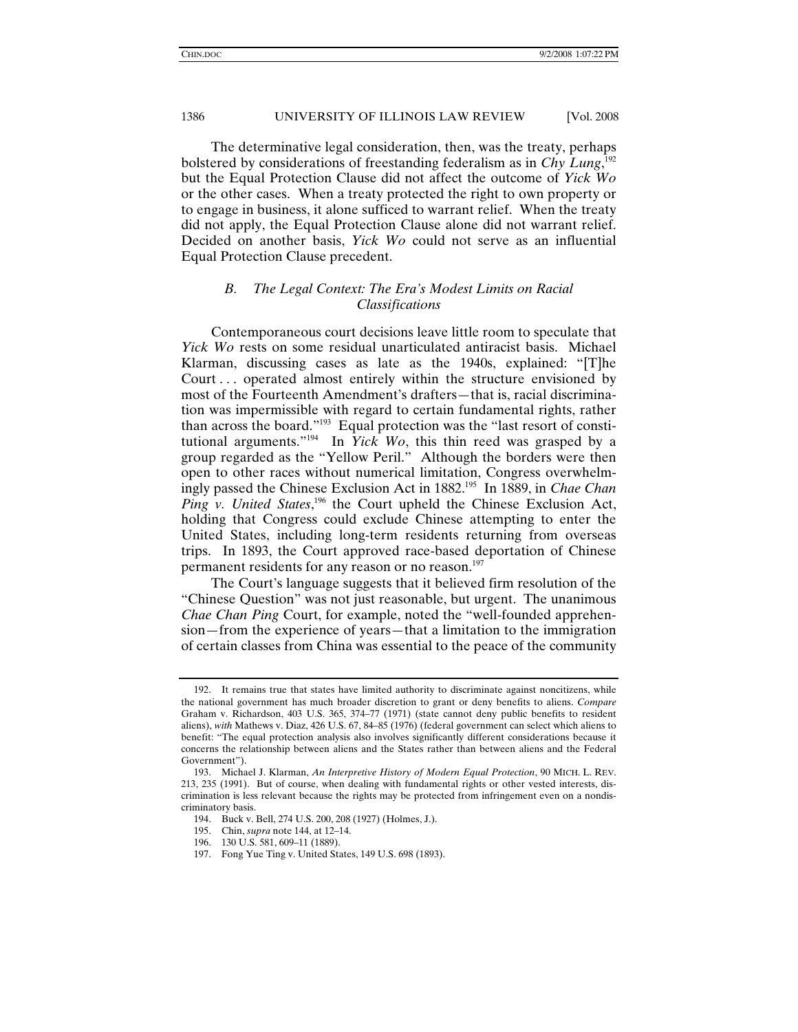The determinative legal consideration, then, was the treaty, perhaps bolstered by considerations of freestanding federalism as in *Chy Lung*,[192] but the Equal Protection Clause did not affect the outcome of *Yick Wo* or the other cases. When a treaty protected the right to own property or to engage in business, it alone sufficed to warrant relief. When the treaty did not apply, the Equal Protection Clause alone did not warrant relief. Decided on another basis, *Yick Wo* could not serve as an influential Equal Protection Clause precedent.

### *B. The Legal Context: The Era's Modest Limits on Racial Classifications*

Contemporaneous court decisions leave little room to speculate that *Yick Wo* rests on some residual unarticulated antiracist basis. Michael Klarman, discussing cases as late as the 1940s, explained: "[T]he Court . . . operated almost entirely within the structure envisioned by most of the Fourteenth Amendment's drafters—that is, racial discrimination was impermissible with regard to certain fundamental rights, rather than across the board."[193] Equal protection was the "last resort of constitutional arguments."[194] In *Yick Wo*, this thin reed was grasped by a group regarded as the "Yellow Peril." Although the borders were then open to other races without numerical limitation, Congress overwhelmingly passed the Chinese Exclusion Act in 1882.[195] In 1889, in *Chae Chan Ping v. United States*,[196] the Court upheld the Chinese Exclusion Act, holding that Congress could exclude Chinese attempting to enter the United States, including long-term residents returning from overseas trips. In 1893, the Court approved race-based deportation of Chinese permanent residents for any reason or no reason.[197]

The Court's language suggests that it believed firm resolution of the "Chinese Question" was not just reasonable, but urgent. The unanimous *Chae Chan Ping* Court, for example, noted the "well-founded apprehension—from the experience of years—that a limitation to the immigration of certain classes from China was essential to the peace of the community

---

192. It remains true that states have limited authority to discriminate against noncitizens, while the national government has much broader discretion to grant or deny benefits to aliens. *Compare* Graham v. Richardson, 403 U.S. 365, 374–77 (1971) (state cannot deny public benefits to resident aliens), *with* Mathews v. Diaz, 426 U.S. 67, 84–85 (1976) (federal government can select which aliens to benefit: "The equal protection analysis also involves significantly different considerations because it concerns the relationship between aliens and the States rather than between aliens and the Federal Government").

193. Michael J. Klarman, *An Interpretive History of Modern Equal Protection*, 90 MICH. L. REV. 213, 235 (1991). But of course, when dealing with fundamental rights or other vested interests, discrimination is less relevant because the rights may be protected from infringement even on a nondiscriminatory basis.

194. Buck v. Bell, 274 U.S. 200, 208 (1927) (Holmes, J.).

195. Chin, *supra* note 144, at 12–14.

196. 130 U.S. 581, 609–11 (1889).

197. Fong Yue Ting v. United States, 149 U.S. 698 (1893).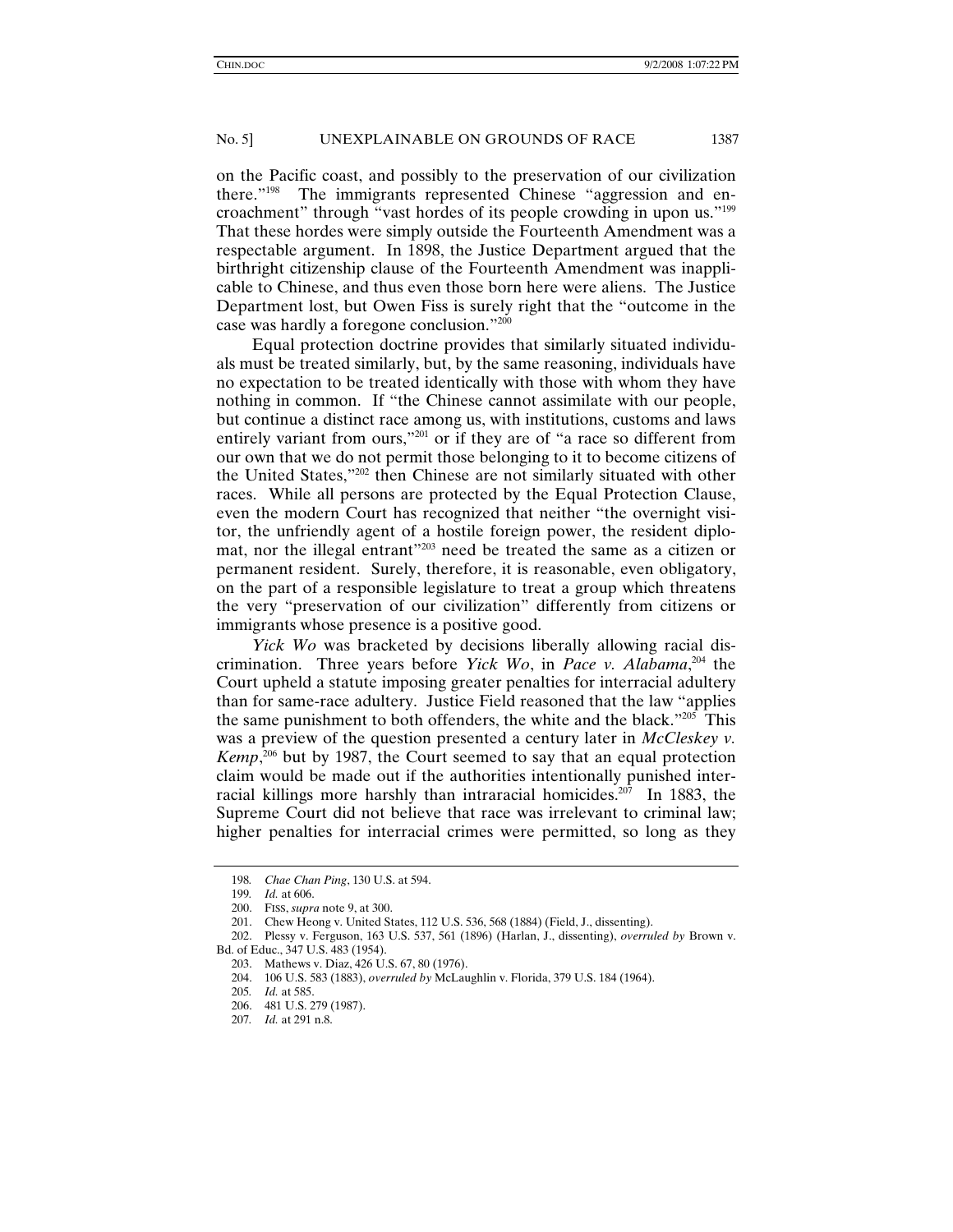on the Pacific coast, and possibly to the preservation of our civilization there."[198] The immigrants represented Chinese "aggression and encroachment" through "vast hordes of its people crowding in upon us."[199] That these hordes were simply outside the Fourteenth Amendment was a respectable argument. In 1898, the Justice Department argued that the birthright citizenship clause of the Fourteenth Amendment was inapplicable to Chinese, and thus even those born here were aliens. The Justice Department lost, but Owen Fiss is surely right that the "outcome in the case was hardly a foregone conclusion."[200]

Equal protection doctrine provides that similarly situated individuals must be treated similarly, but, by the same reasoning, individuals have no expectation to be treated identically with those with whom they have nothing in common. If "the Chinese cannot assimilate with our people, but continue a distinct race among us, with institutions, customs and laws entirely variant from ours,"[201] or if they are of "a race so different from our own that we do not permit those belonging to it to become citizens of the United States,"[202] then Chinese are not similarly situated with other races. While all persons are protected by the Equal Protection Clause, even the modern Court has recognized that neither "the overnight visitor, the unfriendly agent of a hostile foreign power, the resident diplomat, nor the illegal entrant"[203] need be treated the same as a citizen or permanent resident. Surely, therefore, it is reasonable, even obligatory, on the part of a responsible legislature to treat a group which threatens the very "preservation of our civilization" differently from citizens or immigrants whose presence is a positive good.

*Yick Wo* was bracketed by decisions liberally allowing racial discrimination. Three years before *Yick Wo*, in *Pace v. Alabama*,[204] the Court upheld a statute imposing greater penalties for interracial adultery than for same-race adultery. Justice Field reasoned that the law "applies the same punishment to both offenders, the white and the black."[205] This was a preview of the question presented a century later in *McCleskey v. Kemp*,[206] but by 1987, the Court seemed to say that an equal protection claim would be made out if the authorities intentionally punished interracial killings more harshly than intraracial homicides.[207] In 1883, the Supreme Court did not believe that race was irrelevant to criminal law; higher penalties for interracial crimes were permitted, so long as they

---

198. *Chae Chan Ping*, 130 U.S. at 594.

199. *Id.* at 606.

200. FISS, *supra* note 9, at 300.

201. Chew Heong v. United States, 112 U.S. 536, 568 (1884) (Field, J., dissenting).

202. Plessy v. Ferguson, 163 U.S. 537, 561 (1896) (Harlan, J., dissenting), *overruled by* Brown v. Bd. of Educ., 347 U.S. 483 (1954).

203. Mathews v. Diaz, 426 U.S. 67, 80 (1976).

204. 106 U.S. 583 (1883), *overruled by* McLaughlin v. Florida, 379 U.S. 184 (1964).

205. *Id.* at 585.

206. 481 U.S. 279 (1987).

207. *Id.* at 291 n.8.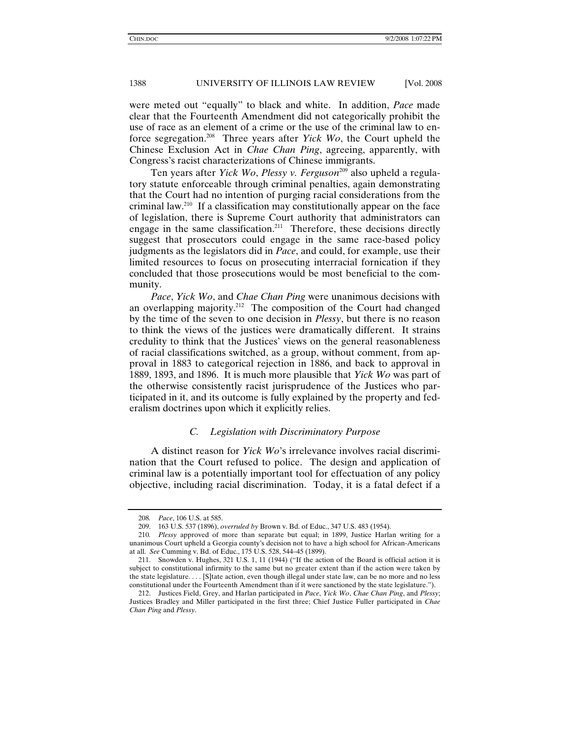were meted out "equally" to black and white. In addition, *Pace* made clear that the Fourteenth Amendment did not categorically prohibit the use of race as an element of a crime or the use of the criminal law to enforce segregation.[208] Three years after *Yick Wo*, the Court upheld the Chinese Exclusion Act in *Chae Chan Ping*, agreeing, apparently, with Congress's racist characterizations of Chinese immigrants.

Ten years after *Yick Wo*, *Plessy v. Ferguson*[209] also upheld a regulatory statute enforceable through criminal penalties, again demonstrating that the Court had no intention of purging racial considerations from the criminal law.[210] If a classification may constitutionally appear on the face of legislation, there is Supreme Court authority that administrators can engage in the same classification.[211] Therefore, these decisions directly suggest that prosecutors could engage in the same race-based policy judgments as the legislators did in *Pace*, and could, for example, use their limited resources to focus on prosecuting interracial fornication if they concluded that those prosecutions would be most beneficial to the community.

*Pace*, *Yick Wo*, and *Chae Chan Ping* were unanimous decisions with an overlapping majority.[212] The composition of the Court had changed by the time of the seven to one decision in *Plessy*, but there is no reason to think the views of the justices were dramatically different. It strains credulity to think that the Justices' views on the general reasonableness of racial classifications switched, as a group, without comment, from approval in 1883 to categorical rejection in 1886, and back to approval in 1889, 1893, and 1896. It is much more plausible that *Yick Wo* was part of the otherwise consistently racist jurisprudence of the Justices who participated in it, and its outcome is fully explained by the property and federalism doctrines upon which it explicitly relies.

### *C. Legislation with Discriminatory Purpose*

A distinct reason for *Yick Wo*'s irrelevance involves racial discrimination that the Court refused to police. The design and application of criminal law is a potentially important tool for effectuation of any policy objective, including racial discrimination. Today, it is a fatal defect if a

---

208. *Pace*, 106 U.S. at 585.

209. 163 U.S. 537 (1896), *overruled by* Brown v. Bd. of Educ., 347 U.S. 483 (1954).

210. *Plessy* approved of more than separate but equal; in 1899, Justice Harlan writing for a unanimous Court upheld a Georgia county's decision not to have a high school for African-Americans at all. *See* Cumming v. Bd. of Educ., 175 U.S. 528, 544–45 (1899).

211. Snowden v. Hughes, 321 U.S. 1, 11 (1944) ("If the action of the Board is official action it is subject to constitutional infirmity to the same but no greater extent than if the action were taken by the state legislature. . . . [S]tate action, even though illegal under state law, can be no more and no less constitutional under the Fourteenth Amendment than if it were sanctioned by the state legislature.").

212. Justices Field, Grey, and Harlan participated in *Pace*, *Yick Wo*, *Chae Chan Ping*, and *Plessy*; Justices Bradley and Miller participated in the first three; Chief Justice Fuller participated in *Chae Chan Ping* and *Plessy*.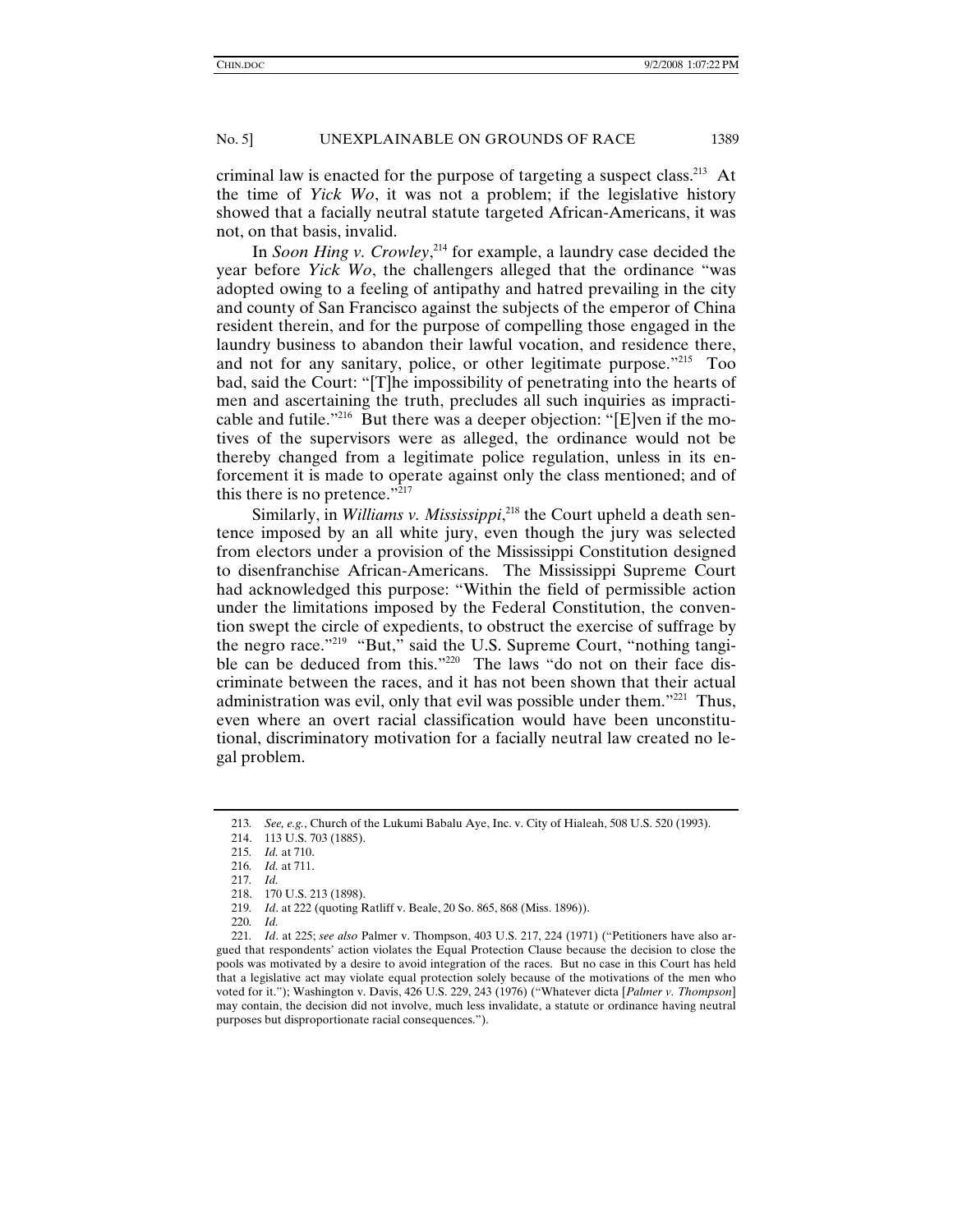criminal law is enacted for the purpose of targeting a suspect class.[213] At the time of *Yick Wo*, it was not a problem; if the legislative history showed that a facially neutral statute targeted African-Americans, it was not, on that basis, invalid.

In *Soon Hing v. Crowley*,[214] for example, a laundry case decided the year before *Yick Wo*, the challengers alleged that the ordinance "was adopted owing to a feeling of antipathy and hatred prevailing in the city and county of San Francisco against the subjects of the emperor of China resident therein, and for the purpose of compelling those engaged in the laundry business to abandon their lawful vocation, and residence there, and not for any sanitary, police, or other legitimate purpose."[215] Too bad, said the Court: "[T]he impossibility of penetrating into the hearts of men and ascertaining the truth, precludes all such inquiries as impracticable and futile."[216] But there was a deeper objection: "[E]ven if the motives of the supervisors were as alleged, the ordinance would not be thereby changed from a legitimate police regulation, unless in its enforcement it is made to operate against only the class mentioned; and of this there is no pretence."[217]

Similarly, in *Williams v. Mississippi*,[218] the Court upheld a death sentence imposed by an all white jury, even though the jury was selected from electors under a provision of the Mississippi Constitution designed to disenfranchise African-Americans. The Mississippi Supreme Court had acknowledged this purpose: "Within the field of permissible action under the limitations imposed by the Federal Constitution, the convention swept the circle of expedients, to obstruct the exercise of suffrage by the negro race."[219] "But," said the U.S. Supreme Court, "nothing tangible can be deduced from this."[220] The laws "do not on their face discriminate between the races, and it has not been shown that their actual administration was evil, only that evil was possible under them."[221] Thus, even where an overt racial classification would have been unconstitutional, discriminatory motivation for a facially neutral law created no legal problem.

---

213. *See, e.g.*, Church of the Lukumi Babalu Aye, Inc. v. City of Hialeah, 508 U.S. 520 (1993).

214. 113 U.S. 703 (1885).

215. *Id.* at 710.

216. *Id.* at 711.

217. *Id.*

218. 170 U.S. 213 (1898).

219. *Id*. at 222 (quoting Ratliff v. Beale, 20 So. 865, 868 (Miss. 1896)).

220. *Id.*

221. *Id*. at 225; *see also* Palmer v. Thompson, 403 U.S. 217, 224 (1971) ("Petitioners have also argued that respondents' action violates the Equal Protection Clause because the decision to close the pools was motivated by a desire to avoid integration of the races. But no case in this Court has held that a legislative act may violate equal protection solely because of the motivations of the men who voted for it."); Washington v. Davis, 426 U.S. 229, 243 (1976) ("Whatever dicta [*Palmer v. Thompson*] may contain, the decision did not involve, much less invalidate, a statute or ordinance having neutral purposes but disproportionate racial consequences.").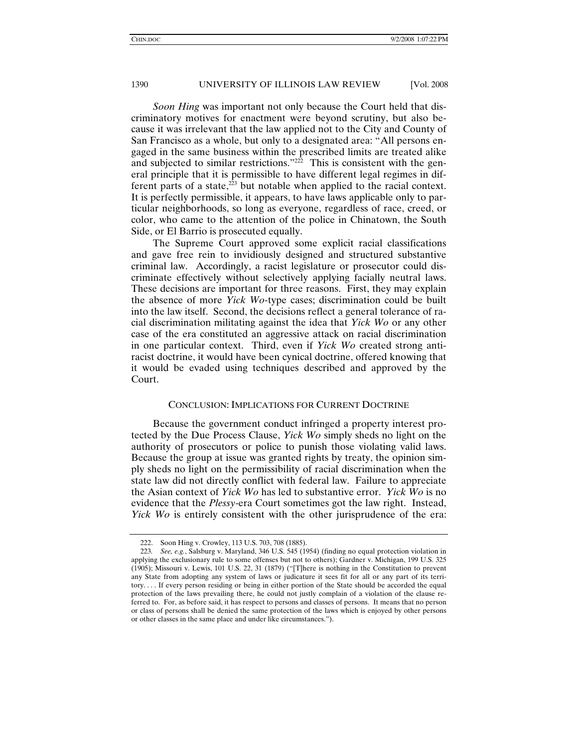*Soon Hing* was important not only because the Court held that discriminatory motives for enactment were beyond scrutiny, but also because it was irrelevant that the law applied not to the City and County of San Francisco as a whole, but only to a designated area: "All persons engaged in the same business within the prescribed limits are treated alike and subjected to similar restrictions."[222] This is consistent with the general principle that it is permissible to have different legal regimes in different parts of a state,[223] but notable when applied to the racial context. It is perfectly permissible, it appears, to have laws applicable only to particular neighborhoods, so long as everyone, regardless of race, creed, or color, who came to the attention of the police in Chinatown, the South Side, or El Barrio is prosecuted equally.

The Supreme Court approved some explicit racial classifications and gave free rein to invidiously designed and structured substantive criminal law. Accordingly, a racist legislature or prosecutor could discriminate effectively without selectively applying facially neutral laws. These decisions are important for three reasons. First, they may explain the absence of more *Yick Wo*-type cases; discrimination could be built into the law itself. Second, the decisions reflect a general tolerance of racial discrimination militating against the idea that *Yick Wo* or any other case of the era constituted an aggressive attack on racial discrimination in one particular context. Third, even if *Yick Wo* created strong anti-racist doctrine, it would have been cynical doctrine, offered knowing that it would be evaded using techniques described and approved by the Court.

## CONCLUSION: IMPLICATIONS FOR CURRENT DOCTRINE

Because the government conduct infringed a property interest protected by the Due Process Clause, *Yick Wo* simply sheds no light on the authority of prosecutors or police to punish those violating valid laws. Because the group at issue was granted rights by treaty, the opinion simply sheds no light on the permissibility of racial discrimination when the state law did not directly conflict with federal law. Failure to appreciate the Asian context of *Yick Wo* has led to substantive error. *Yick Wo* is no evidence that the *Plessy*-era Court sometimes got the law right. Instead, *Yick Wo* is entirely consistent with the other jurisprudence of the era:

---

222. Soon Hing v. Crowley, 113 U.S. 703, 708 (1885).

223. *See, e.g.*, Salsburg v. Maryland, 346 U.S. 545 (1954) (finding no equal protection violation in applying the exclusionary rule to some offenses but not to others); Gardner v. Michigan, 199 U.S. 325 (1905); Missouri v. Lewis, 101 U.S. 22, 31 (1879) ("[T]here is nothing in the Constitution to prevent any State from adopting any system of laws or judicature it sees fit for all or any part of its territory. . . . If every person residing or being in either portion of the State should be accorded the equal protection of the laws prevailing there, he could not justly complain of a violation of the clause referred to. For, as before said, it has respect to persons and classes of persons. It means that no person or class of persons shall be denied the same protection of the laws which is enjoyed by other persons or other classes in the same place and under like circumstances.").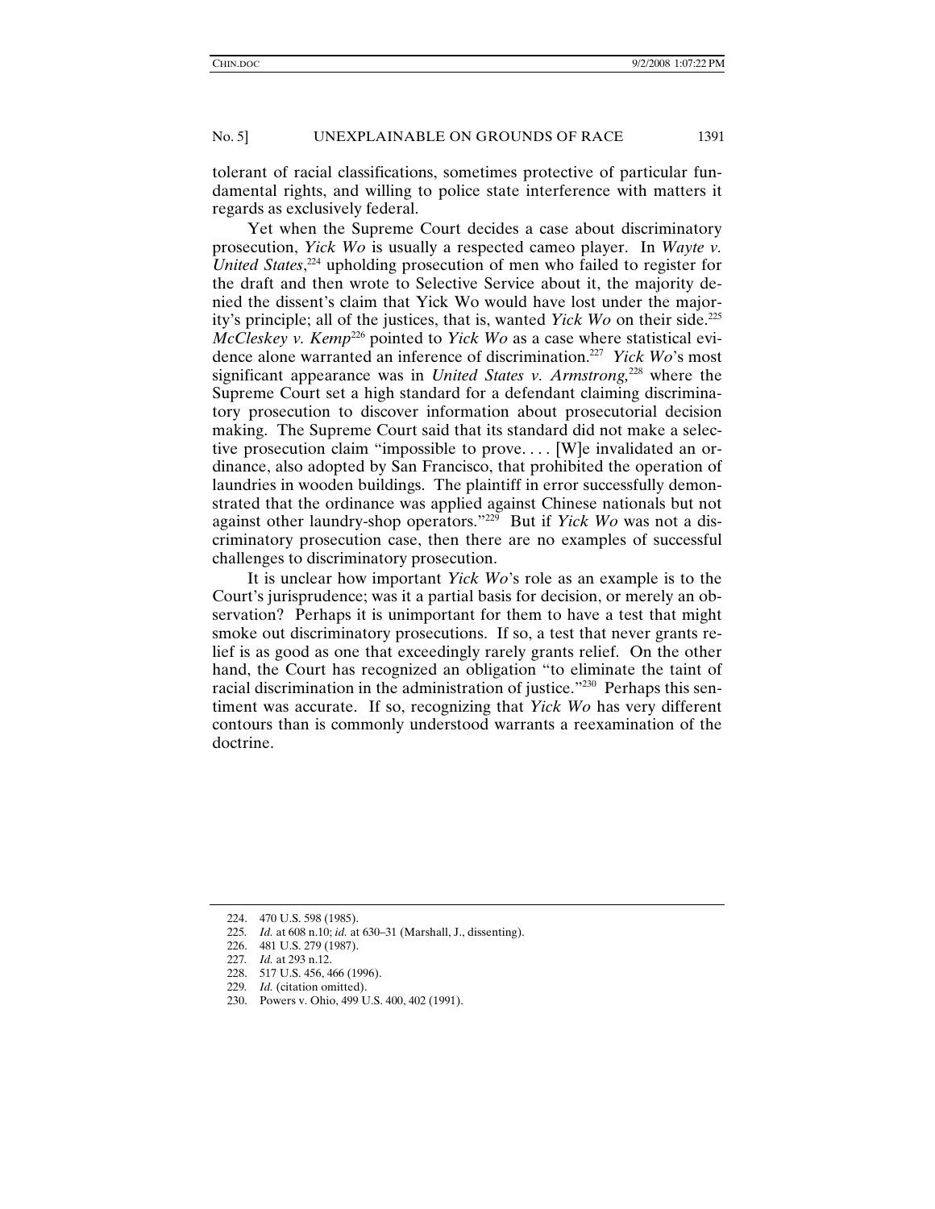tolerant of racial classifications, sometimes protective of particular fundamental rights, and willing to police state interference with matters it regards as exclusively federal.

Yet when the Supreme Court decides a case about discriminatory prosecution, *Yick Wo* is usually a respected cameo player. In *Wayte v. United States*,[224] upholding prosecution of men who failed to register for the draft and then wrote to Selective Service about it, the majority denied the dissent's claim that Yick Wo would have lost under the majority's principle; all of the justices, that is, wanted *Yick Wo* on their side.[225] *McCleskey v. Kemp*[226] pointed to *Yick Wo* as a case where statistical evidence alone warranted an inference of discrimination.[227] *Yick Wo*'s most significant appearance was in *United States v. Armstrong,*[228] where the Supreme Court set a high standard for a defendant claiming discriminatory prosecution to discover information about prosecutorial decision making. The Supreme Court said that its standard did not make a selective prosecution claim "impossible to prove. . . . [W]e invalidated an ordinance, also adopted by San Francisco, that prohibited the operation of laundries in wooden buildings. The plaintiff in error successfully demonstrated that the ordinance was applied against Chinese nationals but not against other laundry-shop operators."[229] But if *Yick Wo* was not a discriminatory prosecution case, then there are no examples of successful challenges to discriminatory prosecution.

It is unclear how important *Yick Wo*'s role as an example is to the Court's jurisprudence; was it a partial basis for decision, or merely an observation? Perhaps it is unimportant for them to have a test that might smoke out discriminatory prosecutions. If so, a test that never grants relief is as good as one that exceedingly rarely grants relief. On the other hand, the Court has recognized an obligation "to eliminate the taint of racial discrimination in the administration of justice."[230] Perhaps this sentiment was accurate. If so, recognizing that *Yick Wo* has very different contours than is commonly understood warrants a reexamination of the doctrine.

---

224. 470 U.S. 598 (1985).

225. *Id.* at 608 n.10; *id.* at 630–31 (Marshall, J., dissenting).

226. 481 U.S. 279 (1987).

227. *Id.* at 293 n.12.

228. 517 U.S. 456, 466 (1996).

229. *Id.* (citation omitted).

230. Powers v. Ohio, 499 U.S. 400, 402 (1991).